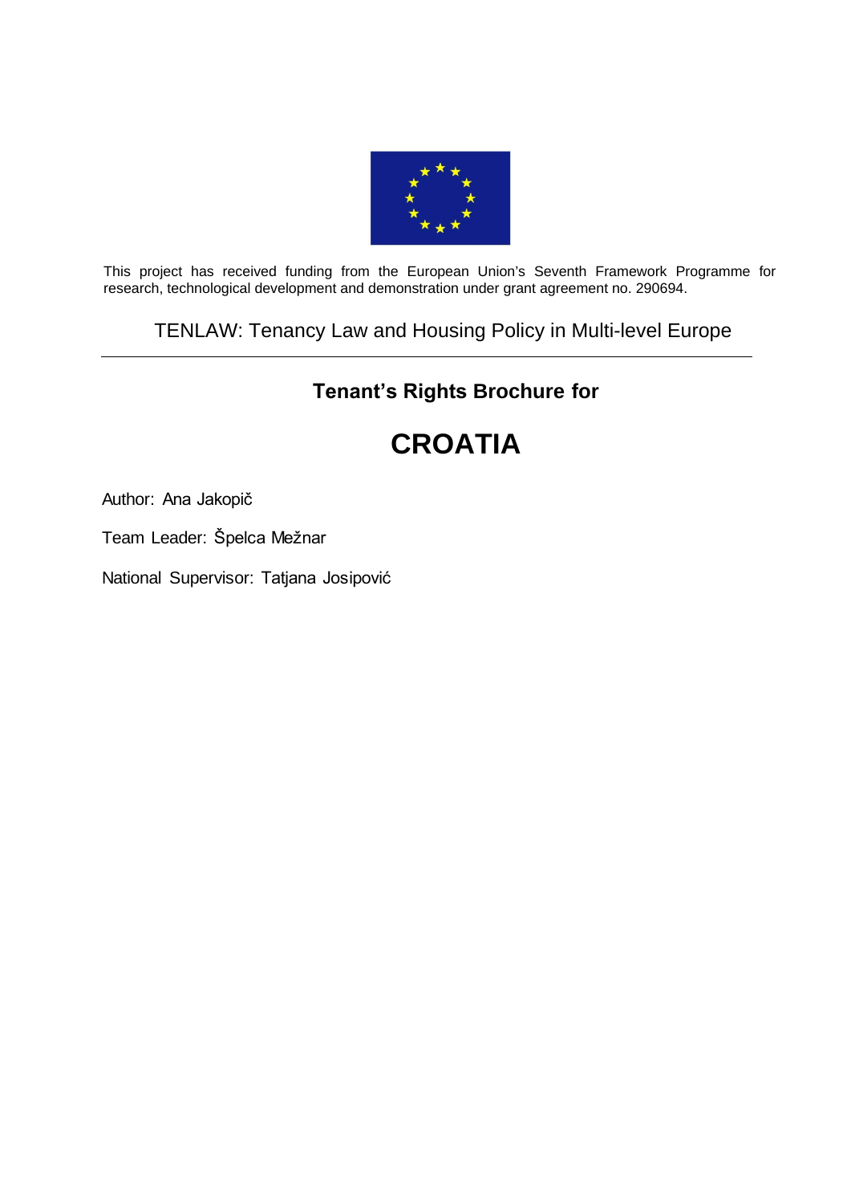This project has received funding from the European Union's Seventh Framework Programme for research, technological development and demonstration under grant agreement no. 290694.

TENLAW: Tenancy Law and Housing Policy in Multi-level Europe

---

## Tenant's Rights Brochure for

# CROATIA

Author: Ana Jakopič

Team Leader: Špelca Mežnar

National Supervisor: Tatjana Josipović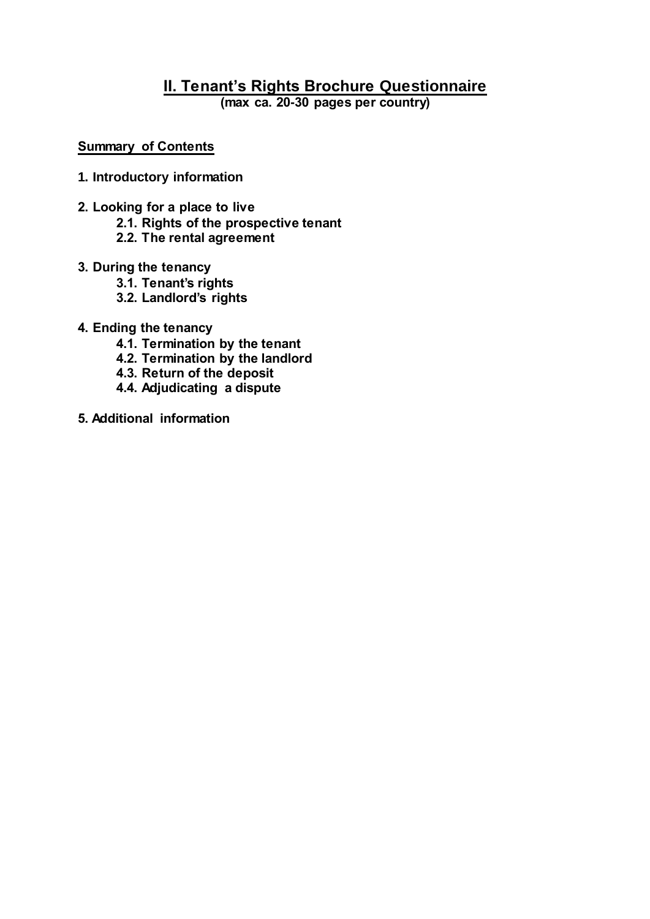# II. Tenant's Rights Brochure Questionnaire

**(max ca. 20-30 pages per country)**

**Summary of Contents**

**1. Introductory information**

**2. Looking for a place to live**
- **2.1. Rights of the prospective tenant**
- **2.2. The rental agreement**

**3. During the tenancy**
- **3.1. Tenant's rights**
- **3.2. Landlord's rights**

**4. Ending the tenancy**
- **4.1. Termination by the tenant**
- **4.2. Termination by the landlord**
- **4.3. Return of the deposit**
- **4.4. Adjudicating a dispute**

**5. Additional information**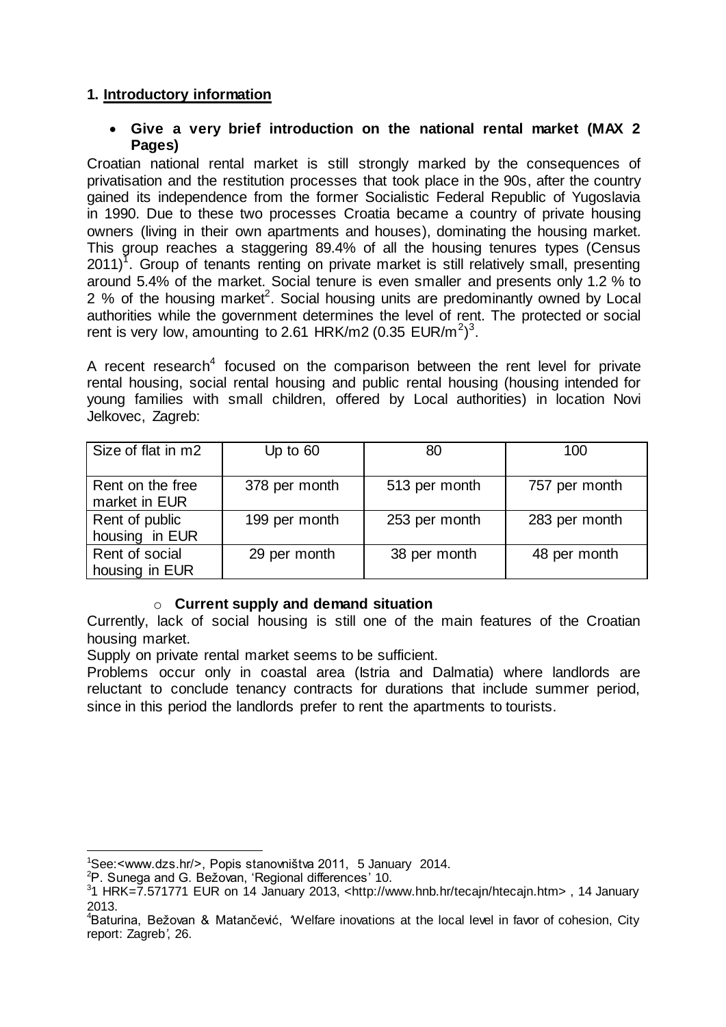## 1. Introductory information

- **Give a very brief introduction on the national rental market (MAX 2 Pages)**

Croatian national rental market is still strongly marked by the consequences of privatisation and the restitution processes that took place in the 90s, after the country gained its independence from the former Socialistic Federal Republic of Yugoslavia in 1990. Due to these two processes Croatia became a country of private housing owners (living in their own apartments and houses), dominating the housing market. This group reaches a staggering 89.4% of all the housing tenures types (Census 2011)[1]. Group of tenants renting on private market is still relatively small, presenting around 5.4% of the market. Social tenure is even smaller and presents only 1.2 % to 2 % of the housing market[2]. Social housing units are predominantly owned by Local authorities while the government determines the level of rent. The protected or social rent is very low, amounting to 2.61 HRK/m2 (0.35 EUR/$m^2$)[3].

A recent research[4] focused on the comparison between the rent level for private rental housing, social rental housing and public rental housing (housing intended for young families with small children, offered by Local authorities) in location Novi Jelkovec, Zagreb:

| Size of flat in m2 | Up to 60 | 80 | 100 |
|---|---|---|---|
| Rent on the free market in EUR | 378 per month | 513 per month | 757 per month |
| Rent of public housing in EUR | 199 per month | 253 per month | 283 per month |
| Rent of social housing in EUR | 29 per month | 38 per month | 48 per month |

- **Current supply and demand situation**

Currently, lack of social housing is still one of the main features of the Croatian housing market.

Supply on private rental market seems to be sufficient.

Problems occur only in coastal area (Istria and Dalmatia) where landlords are reluctant to conclude tenancy contracts for durations that include summer period, since in this period the landlords prefer to rent the apartments to tourists.

---

[1] See:<www.dzs.hr/>, Popis stanovništva 2011, 5 January 2014.

[2] P. Sunega and G. Bežovan, 'Regional differences' 10.

[3] 1 HRK=7.571771 EUR on 14 January 2013, <http://www.hnb.hr/tecajn/htecajn.htm> , 14 January 2013.

[4] Baturina, Bežovan & Matančević, 'Welfare inovations at the local level in favor of cohesion, City report: Zagreb', 26.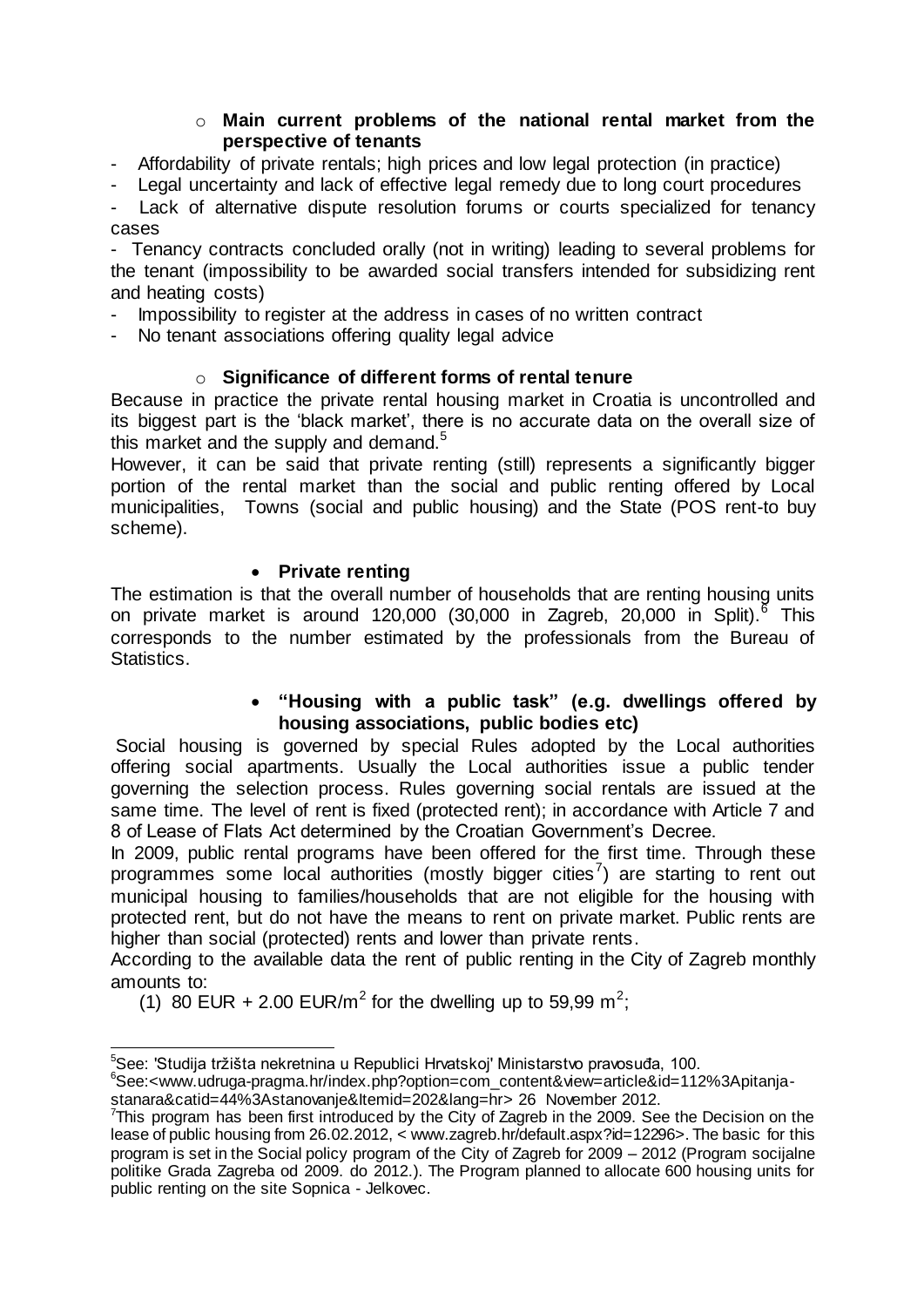- **Main current problems of the national rental market from the perspective of tenants**

- Affordability of private rentals; high prices and low legal protection (in practice)
- Legal uncertainty and lack of effective legal remedy due to long court procedures
- Lack of alternative dispute resolution forums or courts specialized for tenancy cases
- Tenancy contracts concluded orally (not in writing) leading to several problems for the tenant (impossibility to be awarded social transfers intended for subsidizing rent and heating costs)
- Impossibility to register at the address in cases of no written contract
- No tenant associations offering quality legal advice

- **Significance of different forms of rental tenure**

Because in practice the private rental housing market in Croatia is uncontrolled and its biggest part is the 'black market', there is no accurate data on the overall size of this market and the supply and demand.[5]

However, it can be said that private renting (still) represents a significantly bigger portion of the rental market than the social and public renting offered by Local municipalities, Towns (social and public housing) and the State (POS rent-to buy scheme).

- **Private renting**

The estimation is that the overall number of households that are renting housing units on private market is around 120,000 (30,000 in Zagreb, 20,000 in Split).[6] This corresponds to the number estimated by the professionals from the Bureau of Statistics.

- **"Housing with a public task" (e.g. dwellings offered by housing associations, public bodies etc)**

Social housing is governed by special Rules adopted by the Local authorities offering social apartments. Usually the Local authorities issue a public tender governing the selection process. Rules governing social rentals are issued at the same time. The level of rent is fixed (protected rent); in accordance with Article 7 and 8 of Lease of Flats Act determined by the Croatian Government's Decree.

In 2009, public rental programs have been offered for the first time. Through these programmes some local authorities (mostly bigger cities[7]) are starting to rent out municipal housing to families/households that are not eligible for the housing with protected rent, but do not have the means to rent on private market. Public rents are higher than social (protected) rents and lower than private rents.

According to the available data the rent of public renting in the City of Zagreb monthly amounts to:

(1) 80 EUR + 2.00 EUR/$m^2$ for the dwelling up to 59,99 $m^2$;

---

[5] See: 'Studija tržišta nekretnina u Republici Hrvatskoj' Ministarstvo pravosuđa, 100.

[6] See:<www.udruga-pragma.hr/index.php?option=com_content&view=article&id=112%3Apitanja-stanara&catid=44%3Astanovanje&Itemid=202&lang=hr> 26 November 2012.

[7] This program has been first introduced by the City of Zagreb in the 2009. See the Decision on the lease of public housing from 26.02.2012, < www.zagreb.hr/default.aspx?id=12296>. The basic for this program is set in the Social policy program of the City of Zagreb for 2009 – 2012 (Program socijalne politike Grada Zagreba od 2009. do 2012.). The Program planned to allocate 600 housing units for public renting on the site Sopnica - Jelkovec.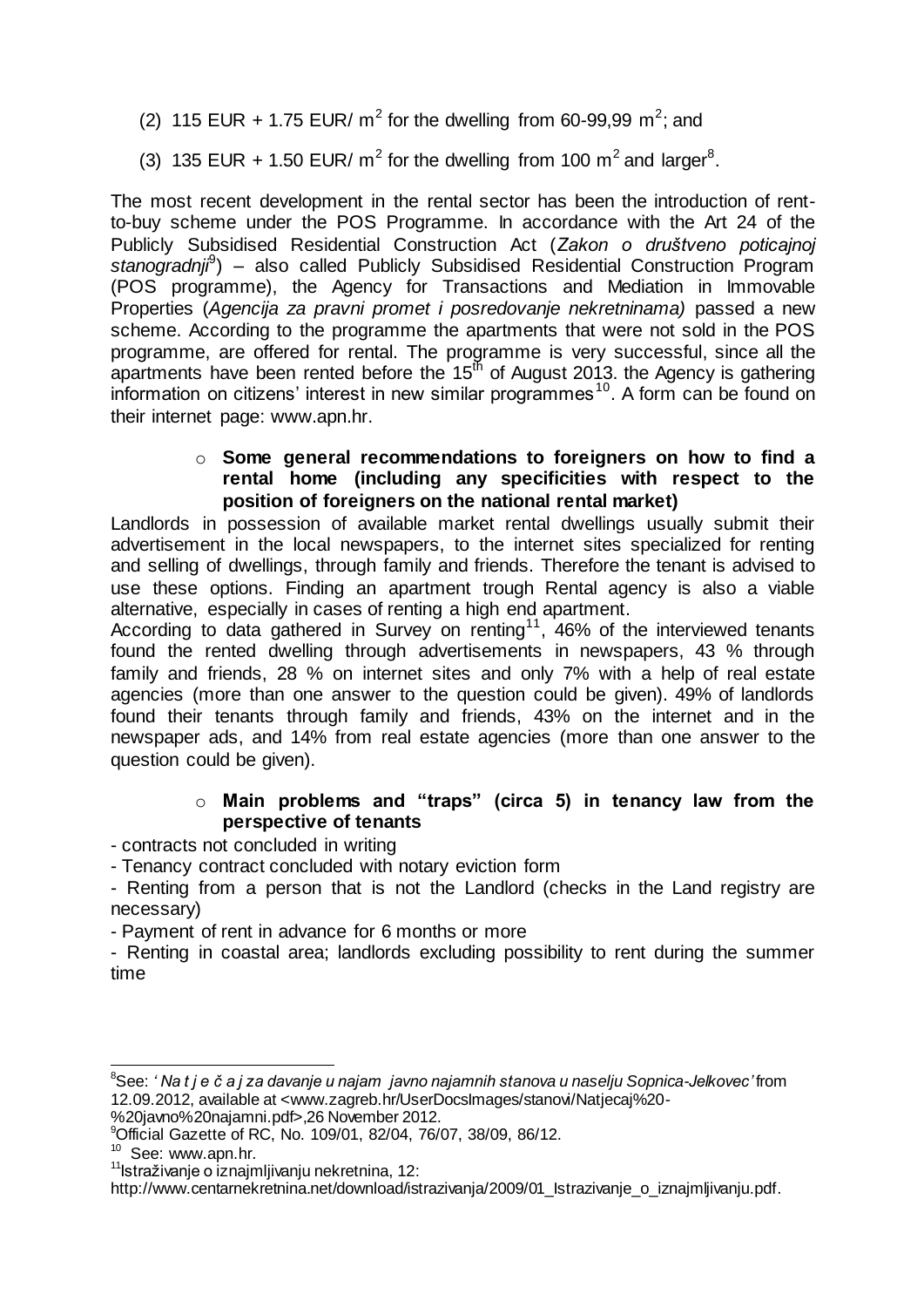(2) 115 EUR + 1.75 EUR/ $m^2$ for the dwelling from 60-99,99 $m^2$; and

(3) 135 EUR + 1.50 EUR/ $m^2$ for the dwelling from 100 $m^2$ and larger[8].

The most recent development in the rental sector has been the introduction of rent-to-buy scheme under the POS Programme. In accordance with the Art 24 of the Publicly Subsidised Residential Construction Act (*Zakon o društveno poticajnoj stanogradnji*[9]) – also called Publicly Subsidised Residential Construction Program (POS programme), the Agency for Transactions and Mediation in Immovable Properties (*Agencija za pravni promet i posredovanje nekretninama)* passed a new scheme. According to the programme the apartments that were not sold in the POS programme, are offered for rental. The programme is very successful, since all the apartments have been rented before the 15th of August 2013. the Agency is gathering information on citizens' interest in new similar programmes[10]. A form can be found on their internet page: www.apn.hr.

- **Some general recommendations to foreigners on how to find a rental home (including any specificities with respect to the position of foreigners on the national rental market)**

Landlords in possession of available market rental dwellings usually submit their advertisement in the local newspapers, to the internet sites specialized for renting and selling of dwellings, through family and friends. Therefore the tenant is advised to use these options. Finding an apartment trough Rental agency is also a viable alternative, especially in cases of renting a high end apartment.

According to data gathered in Survey on renting[11], 46% of the interviewed tenants found the rented dwelling through advertisements in newspapers, 43 % through family and friends, 28 % on internet sites and only 7% with a help of real estate agencies (more than one answer to the question could be given). 49% of landlords found their tenants through family and friends, 43% on the internet and in the newspaper ads, and 14% from real estate agencies (more than one answer to the question could be given).

- **Main problems and "traps" (circa 5) in tenancy law from the perspective of tenants**

- contracts not concluded in writing
- Tenancy contract concluded with notary eviction form
- Renting from a person that is not the Landlord (checks in the Land registry are necessary)
- Payment of rent in advance for 6 months or more
- Renting in coastal area; landlords excluding possibility to rent during the summer time

---

[8] See: '*N a t j e č a j za davanje u najam javno najamnih stanova u naselju Sopnica-Jelkovec'* from 12.09.2012, available at <www.zagreb.hr/UserDocsImages/stanovi/Natjecaj%20-%20javno%20najamni.pdf>,26 November 2012.

[9] Official Gazette of RC, No. 109/01, 82/04, 76/07, 38/09, 86/12.

[10] See: www.apn.hr.

[11] Istraživanje o iznajmljivanju nekretnina, 12: http://www.centarnekretnina.net/download/istrazivanja/2009/01_Istrazivanje_o_iznajmljivanju.pdf.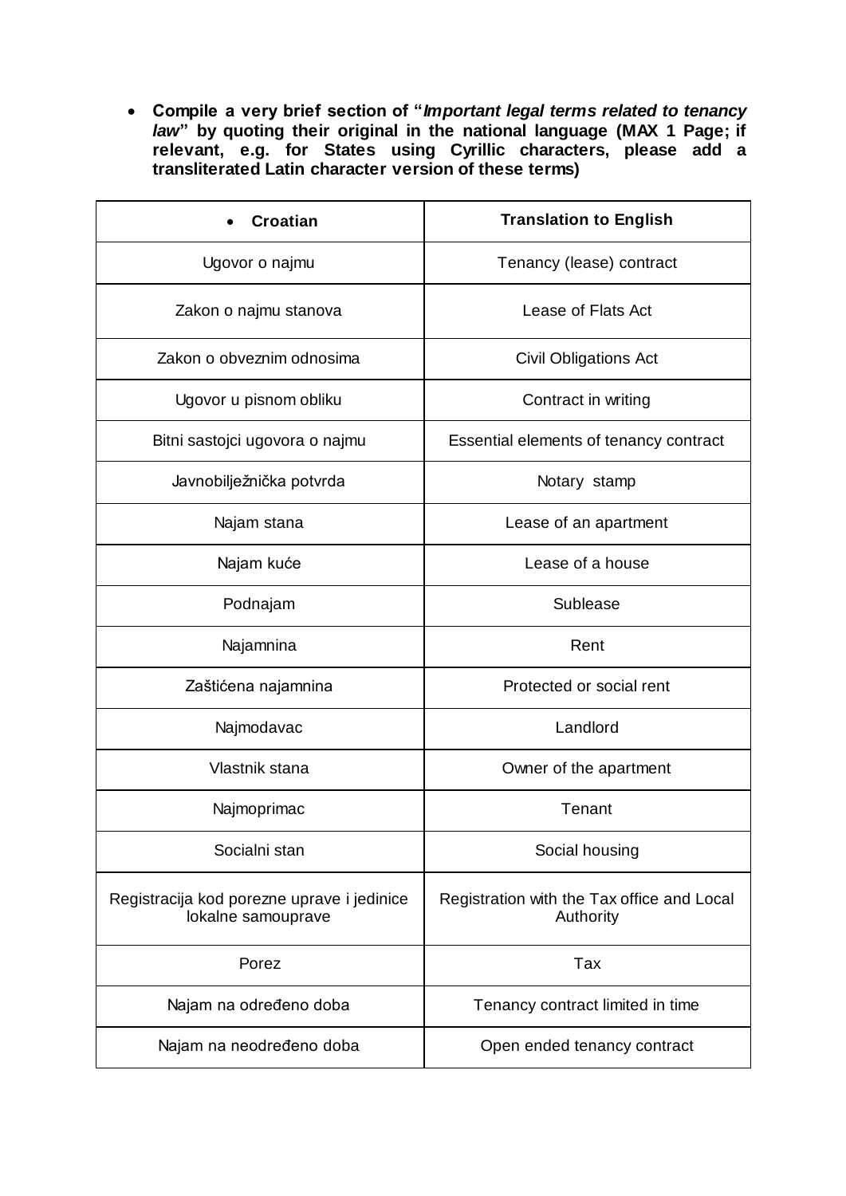- **Compile a very brief section of "*Important legal terms related to tenancy law*" by quoting their original in the national language (MAX 1 Page; if relevant, e.g. for States using Cyrillic characters, please add a transliterated Latin character version of these terms)**

| • **Croatian** | **Translation to English** |
|---|---|
| Ugovor o najmu | Tenancy (lease) contract |
| Zakon o najmu stanova | Lease of Flats Act |
| Zakon o obveznim odnosima | Civil Obligations Act |
| Ugovor u pisnom obliku | Contract in writing |
| Bitni sastojci ugovora o najmu | Essential elements of tenancy contract |
| Javnobilježnička potvrda | Notary stamp |
| Najam stana | Lease of an apartment |
| Najam kuće | Lease of a house |
| Podnajam | Sublease |
| Najamnina | Rent |
| Zaštićena najamnina | Protected or social rent |
| Najmodavac | Landlord |
| Vlastnik stana | Owner of the apartment |
| Najmoprimac | Tenant |
| Socialni stan | Social housing |
| Registracija kod porezne uprave i jedinice lokalne samouprave | Registration with the Tax office and Local Authority |
| Porez | Tax |
| Najam na određeno doba | Tenancy contract limited in time |
| Najam na neodređeno doba | Open ended tenancy contract |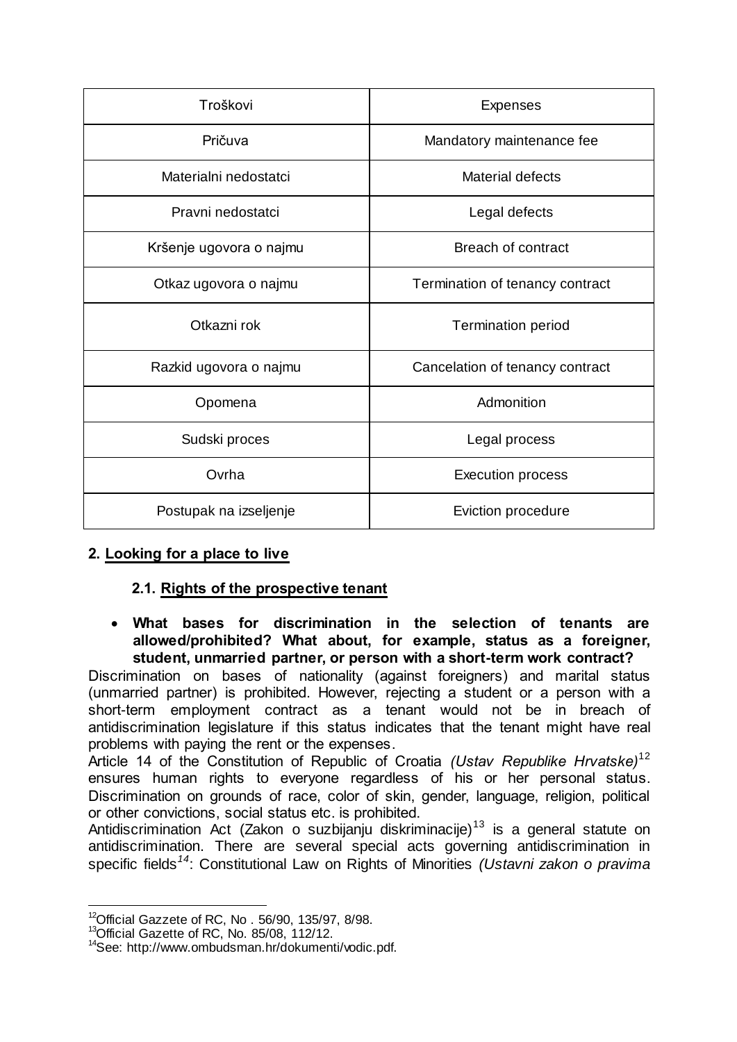| Troškovi | Expenses |
|---|---|
| Pričuva | Mandatory maintenance fee |
| Materialni nedostatci | Material defects |
| Pravni nedostatci | Legal defects |
| Kršenje ugovora o najmu | Breach of contract |
| Otkaz ugovora o najmu | Termination of tenancy contract |
| Otkazni rok | Termination period |
| Razkid ugovora o najmu | Cancelation of tenancy contract |
| Opomena | Admonition |
| Sudski proces | Legal process |
| Ovrha | Execution process |
| Postupak na izseljenje | Eviction procedure |

## 2. Looking for a place to live

### 2.1. Rights of the prospective tenant

- **What bases for discrimination in the selection of tenants are allowed/prohibited? What about, for example, status as a foreigner, student, unmarried partner, or person with a short-term work contract?**

Discrimination on bases of nationality (against foreigners) and marital status (unmarried partner) is prohibited. However, rejecting a student or a person with a short-term employment contract as a tenant would not be in breach of antidiscrimination legislature if this status indicates that the tenant might have real problems with paying the rent or the expenses.

Article 14 of the Constitution of Republic of Croatia *(Ustav Republike Hrvatske)*[12] ensures human rights to everyone regardless of his or her personal status. Discrimination on grounds of race, color of skin, gender, language, religion, political or other convictions, social status etc. is prohibited.

Antidiscrimination Act (Zakon o suzbijanju diskriminacije)[13] is a general statute on antidiscrimination. There are several special acts governing antidiscrimination in specific fields[14]: Constitutional Law on Rights of Minorities *(Ustavni zakon o pravima*

[12] Official Gazzete of RC, No . 56/90, 135/97, 8/98.

[13] Official Gazette of RC, No. 85/08, 112/12.

[14] See: http://www.ombudsman.hr/dokumenti/vodic.pdf.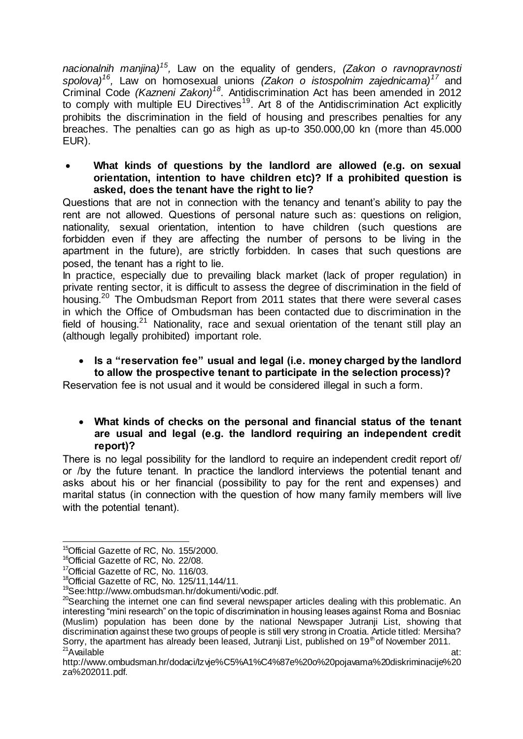*nacionalnih manjina)*[15], Law on the equality of genders, *(Zakon o ravnopravnosti spolova)*[16], Law on homosexual unions *(Zakon o istospolnim zajednicama)*[17] and Criminal Code *(Kazneni Zakon)*[18]. Antidiscrimination Act has been amended in 2012 to comply with multiple EU Directives[19]. Art 8 of the Antidiscrimination Act explicitly prohibits the discrimination in the field of housing and prescribes penalties for any breaches. The penalties can go as high as up-to 350.000,00 kn (more than 45.000 EUR).

- **What kinds of questions by the landlord are allowed (e.g. on sexual orientation, intention to have children etc)? If a prohibited question is asked, does the tenant have the right to lie?**

Questions that are not in connection with the tenancy and tenant's ability to pay the rent are not allowed. Questions of personal nature such as: questions on religion, nationality, sexual orientation, intention to have children (such questions are forbidden even if they are affecting the number of persons to be living in the apartment in the future), are strictly forbidden. In cases that such questions are posed, the tenant has a right to lie.

In practice, especially due to prevailing black market (lack of proper regulation) in private renting sector, it is difficult to assess the degree of discrimination in the field of housing.[20] The Ombudsman Report from 2011 states that there were several cases in which the Office of Ombudsman has been contacted due to discrimination in the field of housing.[21] Nationality, race and sexual orientation of the tenant still play an (although legally prohibited) important role.

- **Is a "reservation fee" usual and legal (i.e. money charged by the landlord to allow the prospective tenant to participate in the selection process)?**

Reservation fee is not usual and it would be considered illegal in such a form.

- **What kinds of checks on the personal and financial status of the tenant are usual and legal (e.g. the landlord requiring an independent credit report)?**

There is no legal possibility for the landlord to require an independent credit report of/ or /by the future tenant. In practice the landlord interviews the potential tenant and asks about his or her financial (possibility to pay for the rent and expenses) and marital status (in connection with the question of how many family members will live with the potential tenant).

---

[15] Official Gazette of RC, No. 155/2000.

[16] Official Gazette of RC, No. 22/08.

[17] Official Gazette of RC, No. 116/03.

[18] Official Gazette of RC, No. 125/11,144/11.

[19] See:http://www.ombudsman.hr/dokumenti/vodic.pdf.

[20] Searching the internet one can find several newspaper articles dealing with this problematic. An interesting "mini research" on the topic of discrimination in housing leases against Roma and Bosniac (Muslim) population has been done by the national Newspaper Jutranji List, showing that discrimination against these two groups of people is still very strong in Croatia. Article titled: Mersiha? Sorry, the apartment has already been leased, Jutranji List, published on 19th of November 2011.

[21] Available at: http://www.ombudsman.hr/dodaci/Izvje%C5%A1%C4%87e%20o%20pojavama%20diskriminacije%20za%202011.pdf.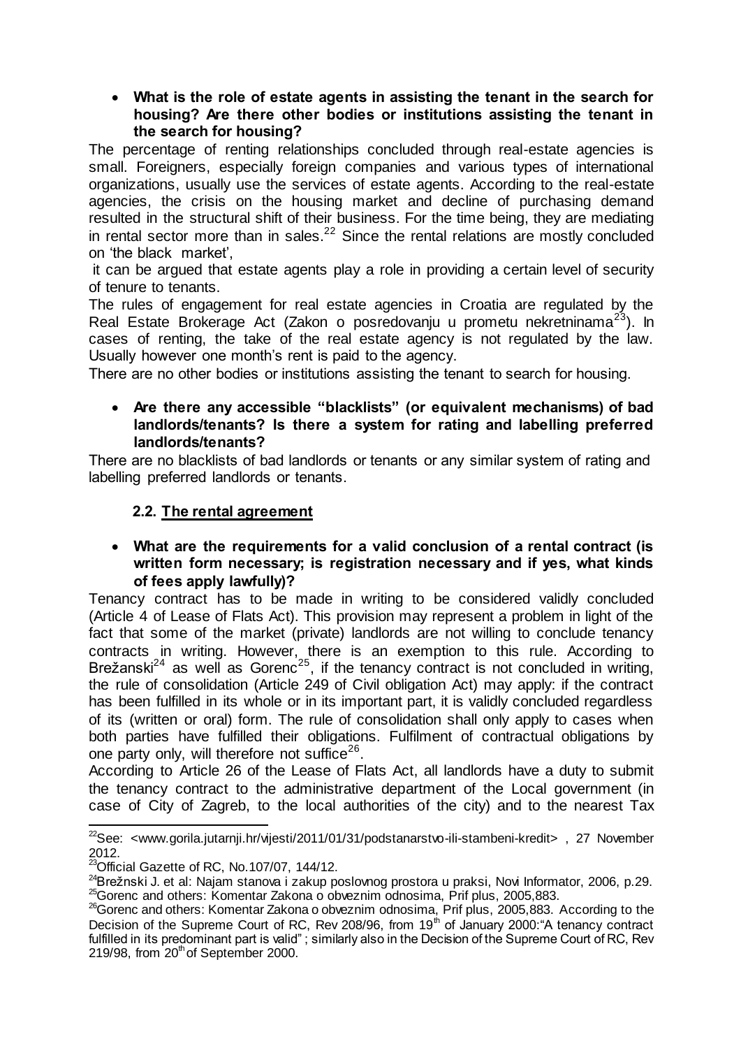- **What is the role of estate agents in assisting the tenant in the search for housing? Are there other bodies or institutions assisting the tenant in the search for housing?**

The percentage of renting relationships concluded through real-estate agencies is small. Foreigners, especially foreign companies and various types of international organizations, usually use the services of estate agents. According to the real-estate agencies, the crisis on the housing market and decline of purchasing demand resulted in the structural shift of their business. For the time being, they are mediating in rental sector more than in sales.[22] Since the rental relations are mostly concluded on 'the black market',

it can be argued that estate agents play a role in providing a certain level of security of tenure to tenants.

The rules of engagement for real estate agencies in Croatia are regulated by the Real Estate Brokerage Act (Zakon o posredovanju u prometu nekretninama[23]). In cases of renting, the take of the real estate agency is not regulated by the law. Usually however one month's rent is paid to the agency.

There are no other bodies or institutions assisting the tenant to search for housing.

- **Are there any accessible "blacklists" (or equivalent mechanisms) of bad landlords/tenants? Is there a system for rating and labelling preferred landlords/tenants?**

There are no blacklists of bad landlords or tenants or any similar system of rating and labelling preferred landlords or tenants.

## 2.2. The rental agreement

- **What are the requirements for a valid conclusion of a rental contract (is written form necessary; is registration necessary and if yes, what kinds of fees apply lawfully)?**

Tenancy contract has to be made in writing to be considered validly concluded (Article 4 of Lease of Flats Act). This provision may represent a problem in light of the fact that some of the market (private) landlords are not willing to conclude tenancy contracts in writing. However, there is an exemption to this rule. According to Brežanski[24] as well as Gorenc[25], if the tenancy contract is not concluded in writing, the rule of consolidation (Article 249 of Civil obligation Act) may apply: if the contract has been fulfilled in its whole or in its important part, it is validly concluded regardless of its (written or oral) form. The rule of consolidation shall only apply to cases when both parties have fulfilled their obligations. Fulfilment of contractual obligations by one party only, will therefore not suffice[26].

According to Article 26 of the Lease of Flats Act, all landlords have a duty to submit the tenancy contract to the administrative department of the Local government (in case of City of Zagreb, to the local authorities of the city) and to the nearest Tax

---

[22] See: <www.gorila.jutarnji.hr/vijesti/2011/01/31/podstanarstvo-ili-stambeni-kredit> , 27 November 2012.

[23] Official Gazette of RC, No.107/07, 144/12.

[24] Brežnski J. et al: Najam stanova i zakup poslovnog prostora u praksi, Novi Informator, 2006, p.29.

[25] Gorenc and others: Komentar Zakona o obveznim odnosima, Prif plus, 2005,883.

[26] Gorenc and others: Komentar Zakona o obveznim odnosima, Prif plus, 2005,883. According to the Decision of the Supreme Court of RC, Rev 208/96, from 19th of January 2000:"A tenancy contract fulfilled in its predominant part is valid" ; similarly also in the Decision of the Supreme Court of RC, Rev 219/98, from 20th of September 2000.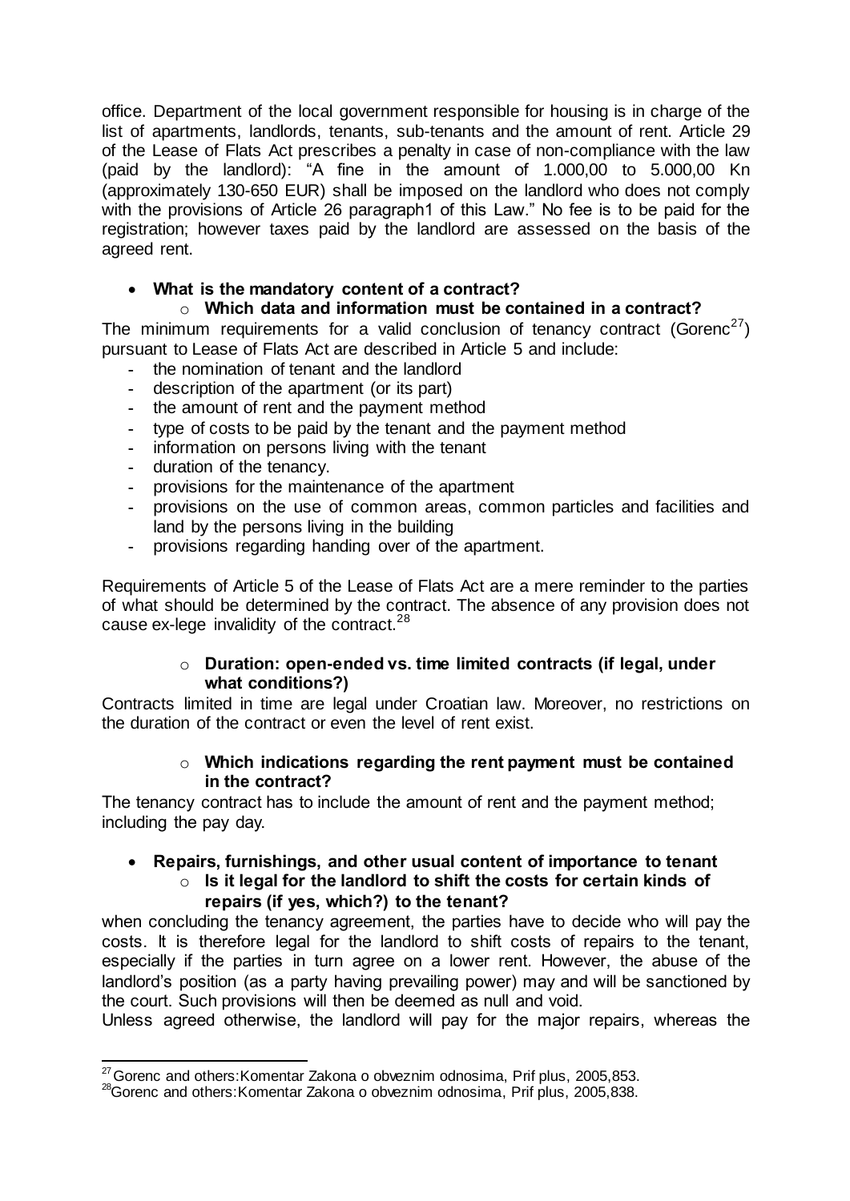office. Department of the local government responsible for housing is in charge of the list of apartments, landlords, tenants, sub-tenants and the amount of rent. Article 29 of the Lease of Flats Act prescribes a penalty in case of non-compliance with the law (paid by the landlord): "A fine in the amount of 1.000,00 to 5.000,00 Kn (approximately 130-650 EUR) shall be imposed on the landlord who does not comply with the provisions of Article 26 paragraph1 of this Law." No fee is to be paid for the registration; however taxes paid by the landlord are assessed on the basis of the agreed rent.

- **What is the mandatory content of a contract?**
  - **Which data and information must be contained in a contract?**

The minimum requirements for a valid conclusion of tenancy contract (Gorenc[27]) pursuant to Lease of Flats Act are described in Article 5 and include:

- the nomination of tenant and the landlord
- description of the apartment (or its part)
- the amount of rent and the payment method
- type of costs to be paid by the tenant and the payment method
- information on persons living with the tenant
- duration of the tenancy.
- provisions for the maintenance of the apartment
- provisions on the use of common areas, common particles and facilities and land by the persons living in the building
- provisions regarding handing over of the apartment.

Requirements of Article 5 of the Lease of Flats Act are a mere reminder to the parties of what should be determined by the contract. The absence of any provision does not cause ex-lege invalidity of the contract.[28]

  - **Duration: open-ended vs. time limited contracts (if legal, under what conditions?)**

Contracts limited in time are legal under Croatian law. Moreover, no restrictions on the duration of the contract or even the level of rent exist.

  - **Which indications regarding the rent payment must be contained in the contract?**

The tenancy contract has to include the amount of rent and the payment method; including the pay day.

- **Repairs, furnishings, and other usual content of importance to tenant**
  - **Is it legal for the landlord to shift the costs for certain kinds of repairs (if yes, which?) to the tenant?**

when concluding the tenancy agreement, the parties have to decide who will pay the costs. It is therefore legal for the landlord to shift costs of repairs to the tenant, especially if the parties in turn agree on a lower rent. However, the abuse of the landlord's position (as a party having prevailing power) may and will be sanctioned by the court. Such provisions will then be deemed as null and void.

Unless agreed otherwise, the landlord will pay for the major repairs, whereas the

---

[27] Gorenc and others:Komentar Zakona o obveznim odnosima, Prif plus, 2005,853.

[28] Gorenc and others:Komentar Zakona o obveznim odnosima, Prif plus, 2005,838.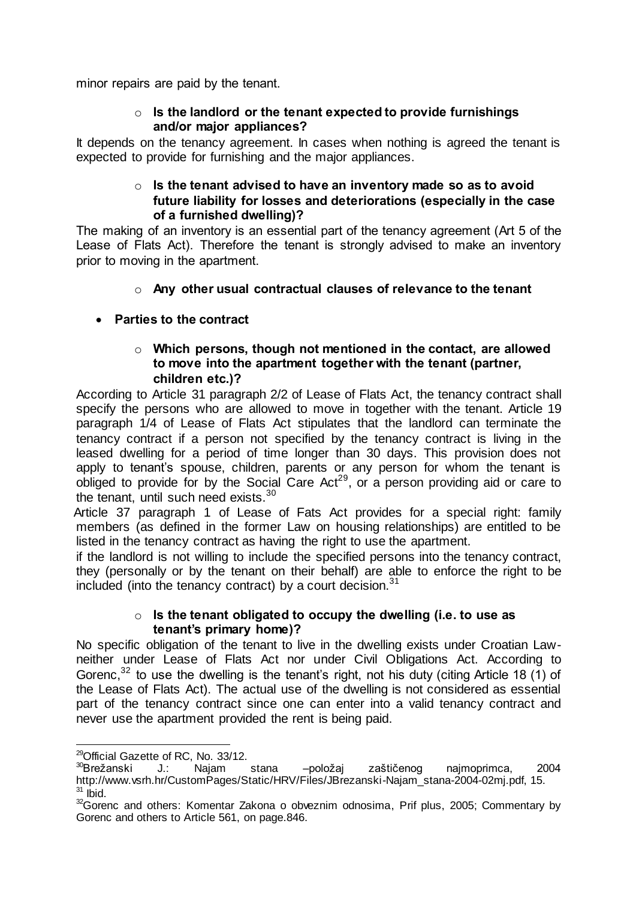minor repairs are paid by the tenant.

- **Is the landlord or the tenant expected to provide furnishings and/or major appliances?**

It depends on the tenancy agreement. In cases when nothing is agreed the tenant is expected to provide for furnishing and the major appliances.

- **Is the tenant advised to have an inventory made so as to avoid future liability for losses and deteriorations (especially in the case of a furnished dwelling)?**

The making of an inventory is an essential part of the tenancy agreement (Art 5 of the Lease of Flats Act). Therefore the tenant is strongly advised to make an inventory prior to moving in the apartment.

- **Any other usual contractual clauses of relevance to the tenant**

- **Parties to the contract**

  - **Which persons, though not mentioned in the contact, are allowed to move into the apartment together with the tenant (partner, children etc.)?**

According to Article 31 paragraph 2/2 of Lease of Flats Act, the tenancy contract shall specify the persons who are allowed to move in together with the tenant. Article 19 paragraph 1/4 of Lease of Flats Act stipulates that the landlord can terminate the tenancy contract if a person not specified by the tenancy contract is living in the leased dwelling for a period of time longer than 30 days. This provision does not apply to tenant's spouse, children, parents or any person for whom the tenant is obliged to provide for by the Social Care Act[29], or a person providing aid or care to the tenant, until such need exists.[30]

Article 37 paragraph 1 of Lease of Fats Act provides for a special right: family members (as defined in the former Law on housing relationships) are entitled to be listed in the tenancy contract as having the right to use the apartment.

if the landlord is not willing to include the specified persons into the tenancy contract, they (personally or by the tenant on their behalf) are able to enforce the right to be included (into the tenancy contract) by a court decision.[31]

  - **Is the tenant obligated to occupy the dwelling (i.e. to use as tenant's primary home)?**

No specific obligation of the tenant to live in the dwelling exists under Croatian Law- neither under Lease of Flats Act nor under Civil Obligations Act. According to Gorenc,[32] to use the dwelling is the tenant's right, not his duty (citing Article 18 (1) of the Lease of Flats Act). The actual use of the dwelling is not considered as essential part of the tenancy contract since one can enter into a valid tenancy contract and never use the apartment provided the rent is being paid.

---

[29] Official Gazette of RC, No. 33/12.

[30] Brežanski J.: Najam stana –položaj zaštičenog najmoprimca, 2004 http://www.vsrh.hr/CustomPages/Static/HRV/Files/JBrezanski-Najam_stana-2004-02mj.pdf, 15.

[31] Ibid.

[32] Gorenc and others: Komentar Zakona o obveznim odnosima, Prif plus, 2005; Commentary by Gorenc and others to Article 561, on page.846.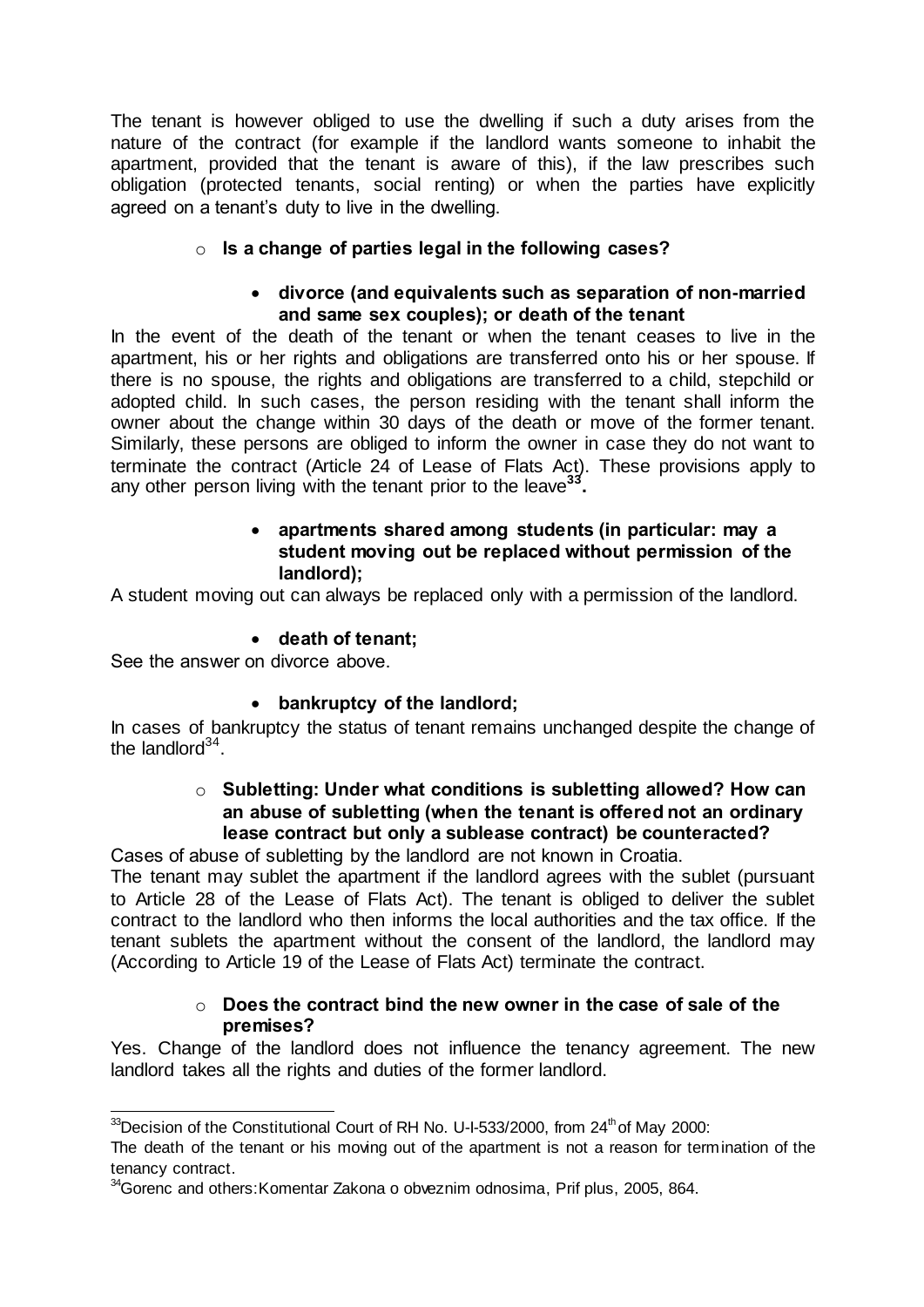The tenant is however obliged to use the dwelling if such a duty arises from the nature of the contract (for example if the landlord wants someone to inhabit the apartment, provided that the tenant is aware of this), if the law prescribes such obligation (protected tenants, social renting) or when the parties have explicitly agreed on a tenant's duty to live in the dwelling.

- **Is a change of parties legal in the following cases?**
  - **divorce (and equivalents such as separation of non-married and same sex couples); or death of the tenant**

In the event of the death of the tenant or when the tenant ceases to live in the apartment, his or her rights and obligations are transferred onto his or her spouse. If there is no spouse, the rights and obligations are transferred to a child, stepchild or adopted child. In such cases, the person residing with the tenant shall inform the owner about the change within 30 days of the death or move of the former tenant. Similarly, these persons are obliged to inform the owner in case they do not want to terminate the contract (Article 24 of Lease of Flats Act). These provisions apply to any other person living with the tenant prior to the leave[33]**.**

- **apartments shared among students (in particular: may a student moving out be replaced without permission of the landlord);**

A student moving out can always be replaced only with a permission of the landlord.

- **death of tenant;**

See the answer on divorce above.

- **bankruptcy of the landlord;**

In cases of bankruptcy the status of tenant remains unchanged despite the change of the landlord[34].

- **Subletting: Under what conditions is subletting allowed? How can an abuse of subletting (when the tenant is offered not an ordinary lease contract but only a sublease contract) be counteracted?**

Cases of abuse of subletting by the landlord are not known in Croatia.

The tenant may sublet the apartment if the landlord agrees with the sublet (pursuant to Article 28 of the Lease of Flats Act). The tenant is obliged to deliver the sublet contract to the landlord who then informs the local authorities and the tax office. If the tenant sublets the apartment without the consent of the landlord, the landlord may (According to Article 19 of the Lease of Flats Act) terminate the contract.

- **Does the contract bind the new owner in the case of sale of the premises?**

Yes. Change of the landlord does not influence the tenancy agreement. The new landlord takes all the rights and duties of the former landlord.

---

[33] Decision of the Constitutional Court of RH No. U-I-533/2000, from 24th of May 2000:
The death of the tenant or his moving out of the apartment is not a reason for termination of the tenancy contract.

[34] Gorenc and others: Komentar Zakona o obveznim odnosima, Prif plus, 2005, 864.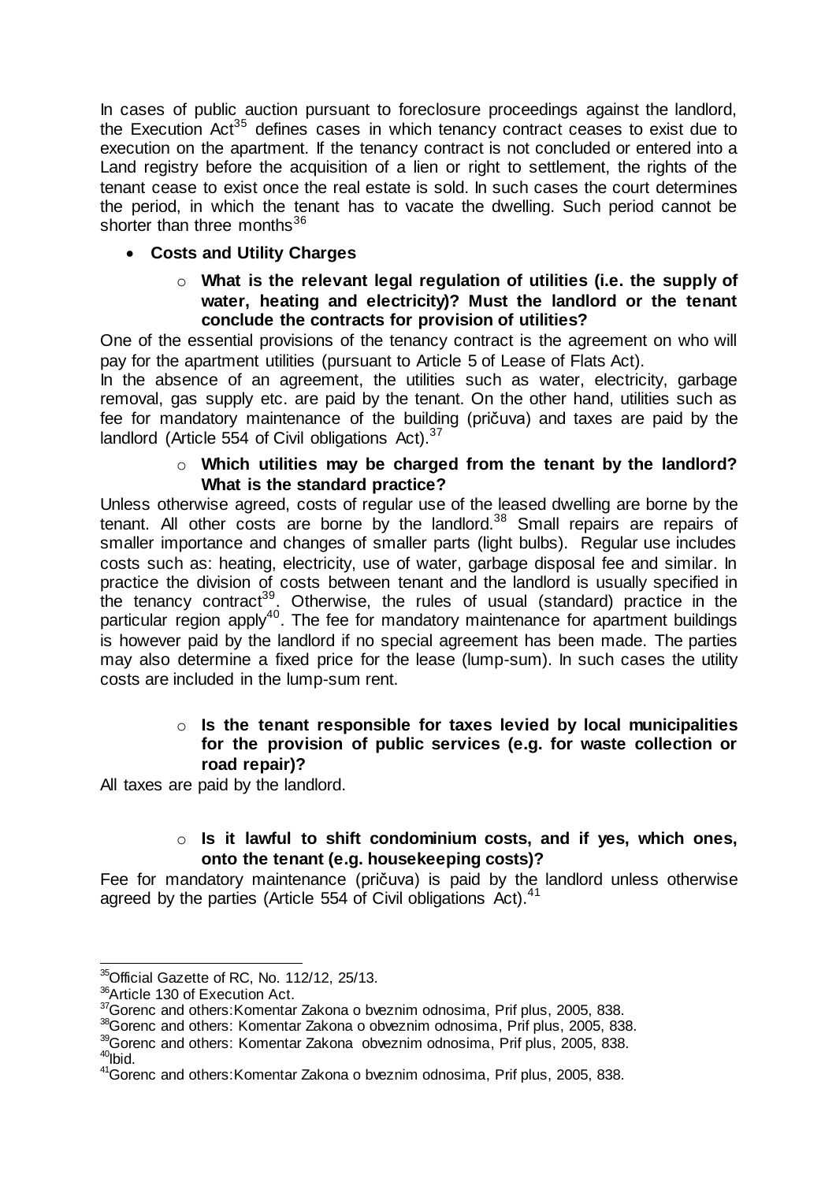In cases of public auction pursuant to foreclosure proceedings against the landlord, the Execution Act[35] defines cases in which tenancy contract ceases to exist due to execution on the apartment. If the tenancy contract is not concluded or entered into a Land registry before the acquisition of a lien or right to settlement, the rights of the tenant cease to exist once the real estate is sold. In such cases the court determines the period, in which the tenant has to vacate the dwelling. Such period cannot be shorter than three months[36]

- **Costs and Utility Charges**
  - **What is the relevant legal regulation of utilities (i.e. the supply of water, heating and electricity)? Must the landlord or the tenant conclude the contracts for provision of utilities?**

One of the essential provisions of the tenancy contract is the agreement on who will pay for the apartment utilities (pursuant to Article 5 of Lease of Flats Act).

In the absence of an agreement, the utilities such as water, electricity, garbage removal, gas supply etc. are paid by the tenant. On the other hand, utilities such as fee for mandatory maintenance of the building (pričuva) and taxes are paid by the landlord (Article 554 of Civil obligations Act).[37]

  - **Which utilities may be charged from the tenant by the landlord? What is the standard practice?**

Unless otherwise agreed, costs of regular use of the leased dwelling are borne by the tenant. All other costs are borne by the landlord.[38] Small repairs are repairs of smaller importance and changes of smaller parts (light bulbs). Regular use includes costs such as: heating, electricity, use of water, garbage disposal fee and similar. In practice the division of costs between tenant and the landlord is usually specified in the tenancy contract[39]. Otherwise, the rules of usual (standard) practice in the particular region apply[40]. The fee for mandatory maintenance for apartment buildings is however paid by the landlord if no special agreement has been made. The parties may also determine a fixed price for the lease (lump-sum). In such cases the utility costs are included in the lump-sum rent.

  - **Is the tenant responsible for taxes levied by local municipalities for the provision of public services (e.g. for waste collection or road repair)?**

All taxes are paid by the landlord.

  - **Is it lawful to shift condominium costs, and if yes, which ones, onto the tenant (e.g. housekeeping costs)?**

Fee for mandatory maintenance (pričuva) is paid by the landlord unless otherwise agreed by the parties (Article 554 of Civil obligations Act).[41]

---

[35] Official Gazette of RC, No. 112/12, 25/13.

[36] Article 130 of Execution Act.

[37] Gorenc and others:Komentar Zakona o bveznim odnosima, Prif plus, 2005, 838.

[38] Gorenc and others: Komentar Zakona o obveznim odnosima, Prif plus, 2005, 838.

[39] Gorenc and others: Komentar Zakona obveznim odnosima, Prif plus, 2005, 838.

[40] Ibid.

[41] Gorenc and others:Komentar Zakona o bveznim odnosima, Prif plus, 2005, 838.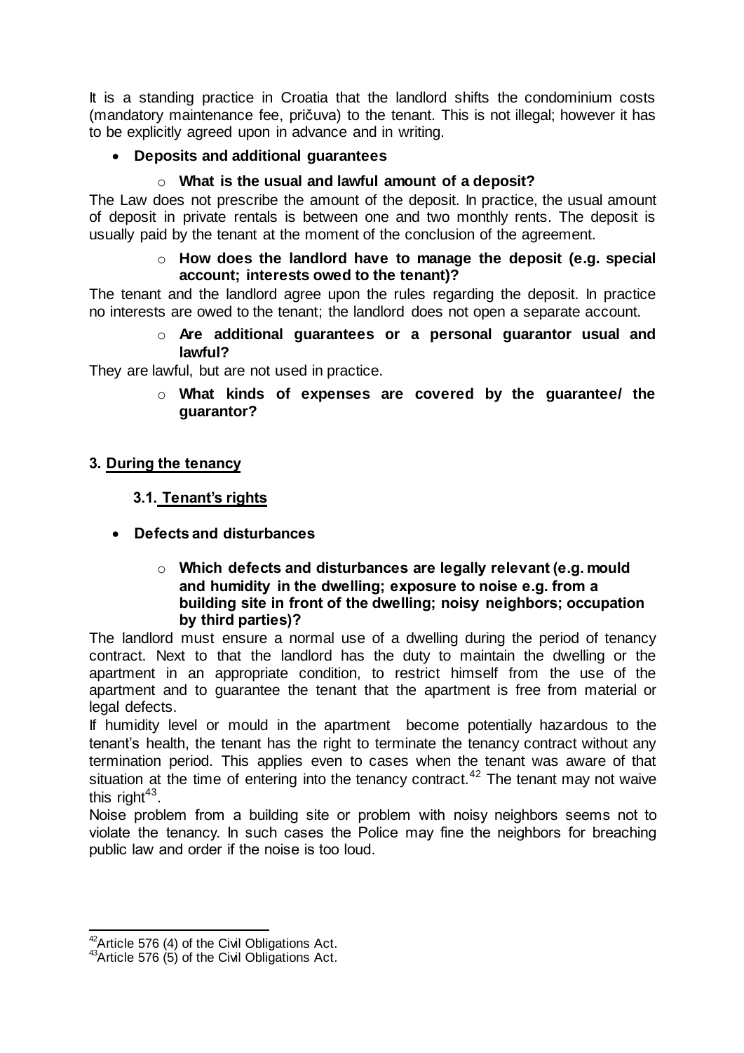It is a standing practice in Croatia that the landlord shifts the condominium costs (mandatory maintenance fee, pričuva) to the tenant. This is not illegal; however it has to be explicitly agreed upon in advance and in writing.

- **Deposits and additional guarantees**
  - **What is the usual and lawful amount of a deposit?**

The Law does not prescribe the amount of the deposit. In practice, the usual amount of deposit in private rentals is between one and two monthly rents. The deposit is usually paid by the tenant at the moment of the conclusion of the agreement.

  - **How does the landlord have to manage the deposit (e.g. special account; interests owed to the tenant)?**

The tenant and the landlord agree upon the rules regarding the deposit. In practice no interests are owed to the tenant; the landlord does not open a separate account.

  - **Are additional guarantees or a personal guarantor usual and lawful?**

They are lawful, but are not used in practice.

  - **What kinds of expenses are covered by the guarantee/ the guarantor?**

## 3. During the tenancy

### 3.1. Tenant's rights

- **Defects and disturbances**
  - **Which defects and disturbances are legally relevant (e.g. mould and humidity in the dwelling; exposure to noise e.g. from a building site in front of the dwelling; noisy neighbors; occupation by third parties)?**

The landlord must ensure a normal use of a dwelling during the period of tenancy contract. Next to that the landlord has the duty to maintain the dwelling or the apartment in an appropriate condition, to restrict himself from the use of the apartment and to guarantee the tenant that the apartment is free from material or legal defects.

If humidity level or mould in the apartment become potentially hazardous to the tenant's health, the tenant has the right to terminate the tenancy contract without any termination period. This applies even to cases when the tenant was aware of that situation at the time of entering into the tenancy contract.[42] The tenant may not waive this right[43].

Noise problem from a building site or problem with noisy neighbors seems not to violate the tenancy. In such cases the Police may fine the neighbors for breaching public law and order if the noise is too loud.

---

[42] Article 576 (4) of the Civil Obligations Act.

[43] Article 576 (5) of the Civil Obligations Act.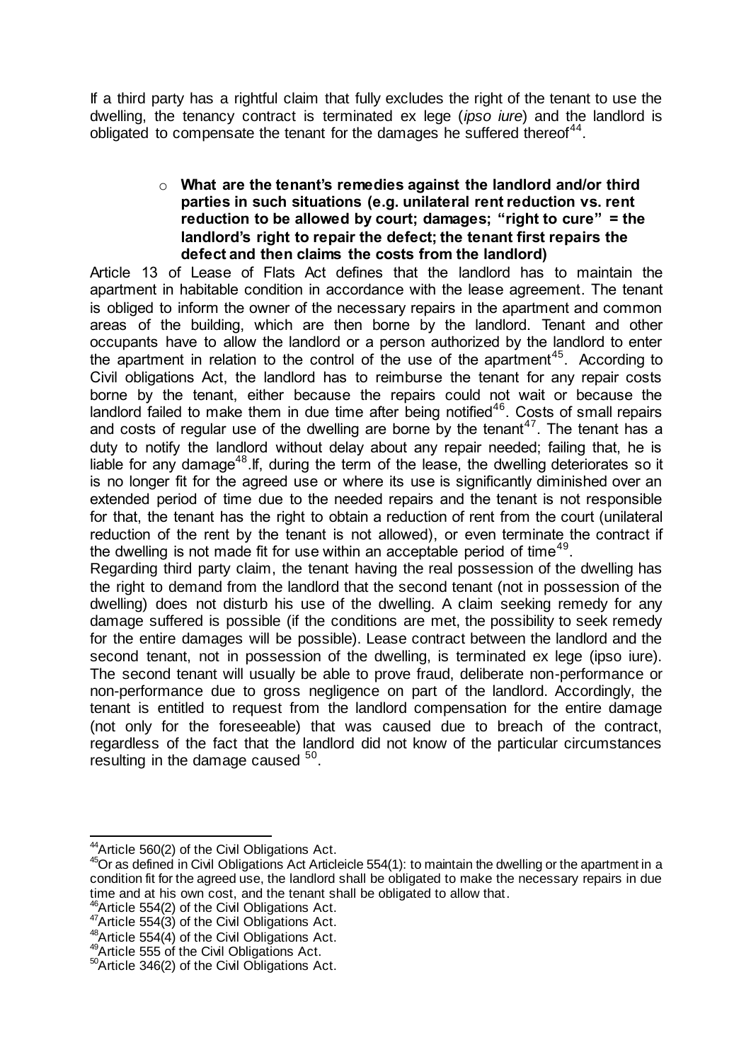If a third party has a rightful claim that fully excludes the right of the tenant to use the dwelling, the tenancy contract is terminated ex lege (*ipso iure*) and the landlord is obligated to compensate the tenant for the damages he suffered thereof[44].

- **What are the tenant's remedies against the landlord and/or third parties in such situations (e.g. unilateral rent reduction vs. rent reduction to be allowed by court; damages; "right to cure" = the landlord's right to repair the defect; the tenant first repairs the defect and then claims the costs from the landlord)**

Article 13 of Lease of Flats Act defines that the landlord has to maintain the apartment in habitable condition in accordance with the lease agreement. The tenant is obliged to inform the owner of the necessary repairs in the apartment and common areas of the building, which are then borne by the landlord. Tenant and other occupants have to allow the landlord or a person authorized by the landlord to enter the apartment in relation to the control of the use of the apartment[45]. According to Civil obligations Act, the landlord has to reimburse the tenant for any repair costs borne by the tenant, either because the repairs could not wait or because the landlord failed to make them in due time after being notified[46]. Costs of small repairs and costs of regular use of the dwelling are borne by the tenant[47]. The tenant has a duty to notify the landlord without delay about any repair needed; failing that, he is liable for any damage[48].If, during the term of the lease, the dwelling deteriorates so it is no longer fit for the agreed use or where its use is significantly diminished over an extended period of time due to the needed repairs and the tenant is not responsible for that, the tenant has the right to obtain a reduction of rent from the court (unilateral reduction of the rent by the tenant is not allowed), or even terminate the contract if the dwelling is not made fit for use within an acceptable period of time[49].

Regarding third party claim, the tenant having the real possession of the dwelling has the right to demand from the landlord that the second tenant (not in possession of the dwelling) does not disturb his use of the dwelling. A claim seeking remedy for any damage suffered is possible (if the conditions are met, the possibility to seek remedy for the entire damages will be possible). Lease contract between the landlord and the second tenant, not in possession of the dwelling, is terminated ex lege (ipso iure). The second tenant will usually be able to prove fraud, deliberate non-performance or non-performance due to gross negligence on part of the landlord. Accordingly, the tenant is entitled to request from the landlord compensation for the entire damage (not only for the foreseeable) that was caused due to breach of the contract, regardless of the fact that the landlord did not know of the particular circumstances resulting in the damage caused [50].

---

[44]Article 560(2) of the Civil Obligations Act.

[45]Or as defined in Civil Obligations Act Articleicle 554(1): to maintain the dwelling or the apartment in a condition fit for the agreed use, the landlord shall be obligated to make the necessary repairs in due time and at his own cost, and the tenant shall be obligated to allow that.

[46]Article 554(2) of the Civil Obligations Act.

[47]Article 554(3) of the Civil Obligations Act.

[48]Article 554(4) of the Civil Obligations Act.

[49]Article 555 of the Civil Obligations Act.

[50]Article 346(2) of the Civil Obligations Act.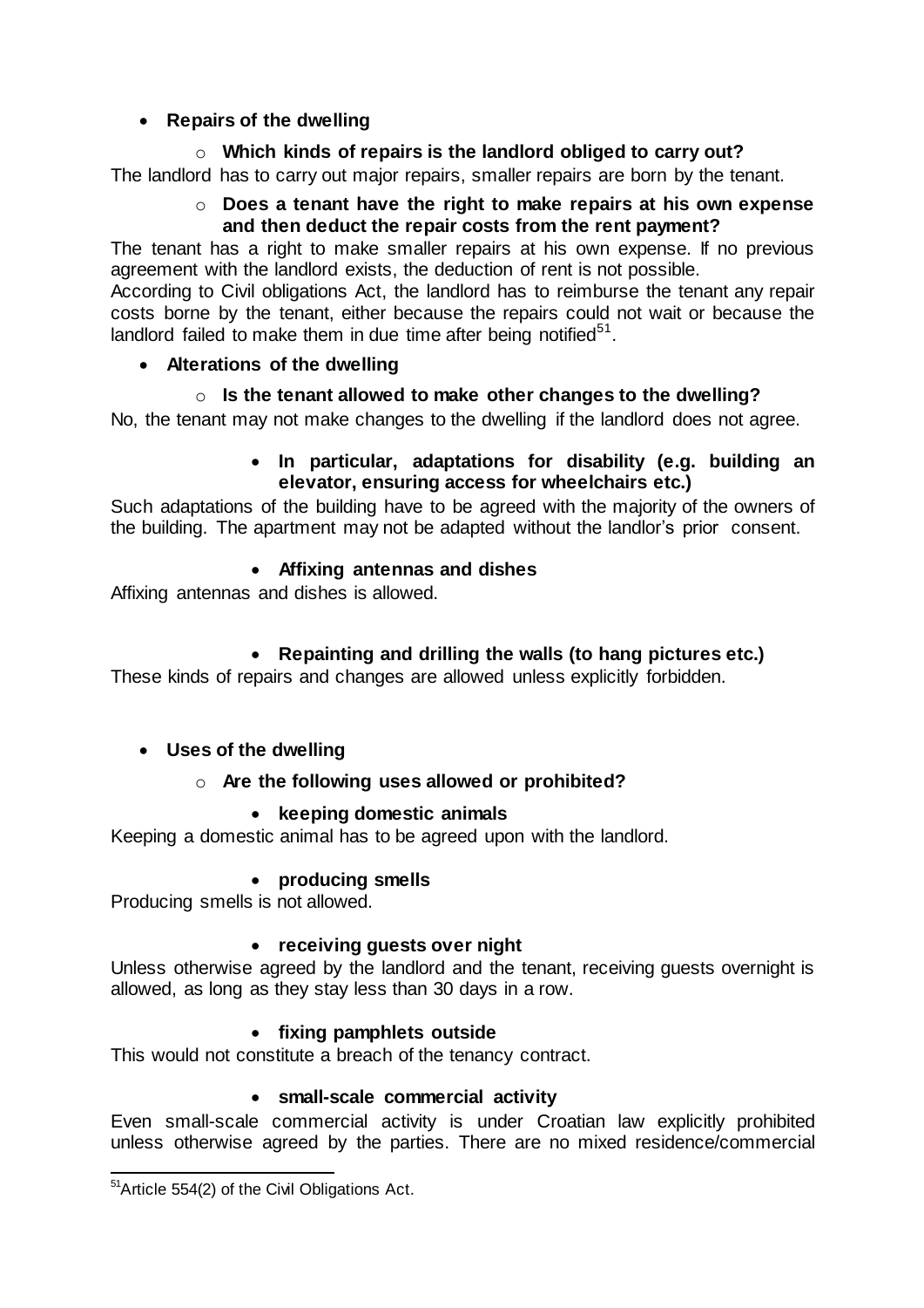- **Repairs of the dwelling**
  - **Which kinds of repairs is the landlord obliged to carry out?**

The landlord has to carry out major repairs, smaller repairs are born by the tenant.

  - **Does a tenant have the right to make repairs at his own expense and then deduct the repair costs from the rent payment?**

The tenant has a right to make smaller repairs at his own expense. If no previous agreement with the landlord exists, the deduction of rent is not possible.
According to Civil obligations Act, the landlord has to reimburse the tenant any repair costs borne by the tenant, either because the repairs could not wait or because the landlord failed to make them in due time after being notified[51].

- **Alterations of the dwelling**
  - **Is the tenant allowed to make other changes to the dwelling?**

No, the tenant may not make changes to the dwelling if the landlord does not agree.

- **In particular, adaptations for disability (e.g. building an elevator, ensuring access for wheelchairs etc.)**

Such adaptations of the building have to be agreed with the majority of the owners of the building. The apartment may not be adapted without the landlor's prior consent.

- **Affixing antennas and dishes**

Affixing antennas and dishes is allowed.

- **Repainting and drilling the walls (to hang pictures etc.)**

These kinds of repairs and changes are allowed unless explicitly forbidden.

- **Uses of the dwelling**
  - **Are the following uses allowed or prohibited?**

- **keeping domestic animals**

Keeping a domestic animal has to be agreed upon with the landlord.

- **producing smells**

Producing smells is not allowed.

- **receiving guests over night**

Unless otherwise agreed by the landlord and the tenant, receiving guests overnight is allowed, as long as they stay less than 30 days in a row.

- **fixing pamphlets outside**

This would not constitute a breach of the tenancy contract.

- **small-scale commercial activity**

Even small-scale commercial activity is under Croatian law explicitly prohibited unless otherwise agreed by the parties. There are no mixed residence/commercial

---

[51] Article 554(2) of the Civil Obligations Act.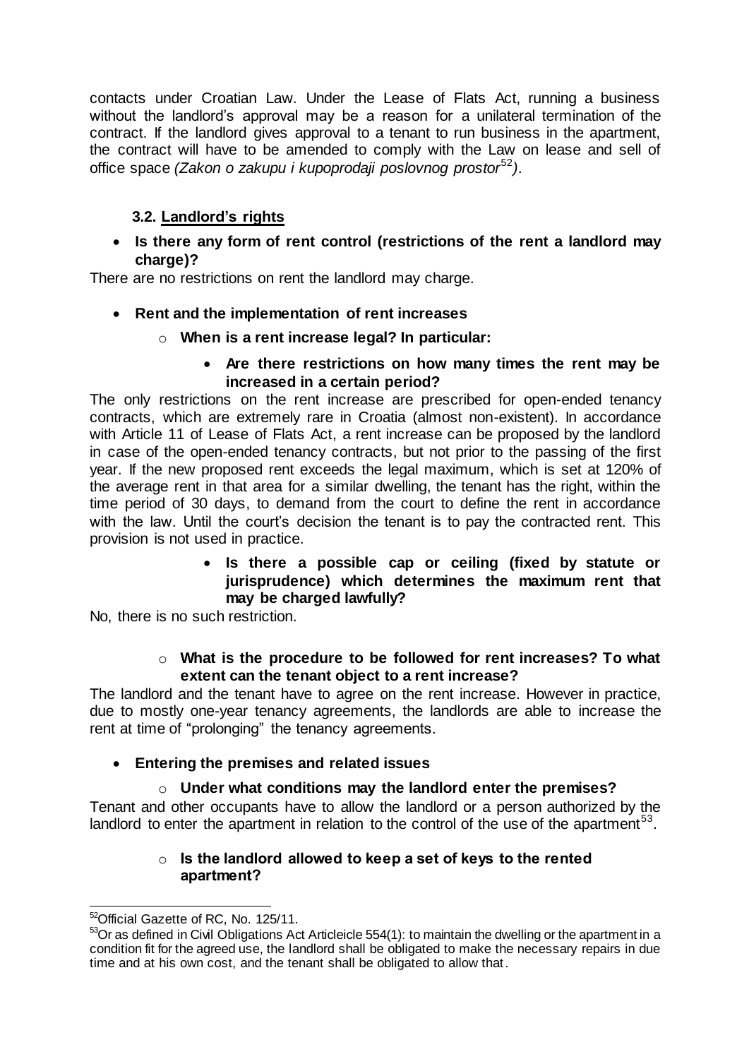contacts under Croatian Law. Under the Lease of Flats Act, running a business without the landlord's approval may be a reason for a unilateral termination of the contract. If the landlord gives approval to a tenant to run business in the apartment, the contract will have to be amended to comply with the Law on lease and sell of office space *(Zakon o zakupu i kupoprodaji poslovnog prostor*[52]*)*.

### 3.2. Landlord's rights

- **Is there any form of rent control (restrictions of the rent a landlord may charge)?**

There are no restrictions on rent the landlord may charge.

- **Rent and the implementation of rent increases**
  - **When is a rent increase legal? In particular:**
    - **Are there restrictions on how many times the rent may be increased in a certain period?**

The only restrictions on the rent increase are prescribed for open-ended tenancy contracts, which are extremely rare in Croatia (almost non-existent). In accordance with Article 11 of Lease of Flats Act, a rent increase can be proposed by the landlord in case of the open-ended tenancy contracts, but not prior to the passing of the first year. If the new proposed rent exceeds the legal maximum, which is set at 120% of the average rent in that area for a similar dwelling, the tenant has the right, within the time period of 30 days, to demand from the court to define the rent in accordance with the law. Until the court's decision the tenant is to pay the contracted rent. This provision is not used in practice.

- **Is there a possible cap or ceiling (fixed by statute or jurisprudence) which determines the maximum rent that may be charged lawfully?**

No, there is no such restriction.

- **What is the procedure to be followed for rent increases? To what extent can the tenant object to a rent increase?**

The landlord and the tenant have to agree on the rent increase. However in practice, due to mostly one-year tenancy agreements, the landlords are able to increase the rent at time of "prolonging" the tenancy agreements.

- **Entering the premises and related issues**
  - **Under what conditions may the landlord enter the premises?**

Tenant and other occupants have to allow the landlord or a person authorized by the landlord to enter the apartment in relation to the control of the use of the apartment[53].

- **Is the landlord allowed to keep a set of keys to the rented apartment?**

---

[52] Official Gazette of RC, No. 125/11.

[53] Or as defined in Civil Obligations Act Articleicle 554(1): to maintain the dwelling or the apartment in a condition fit for the agreed use, the landlord shall be obligated to make the necessary repairs in due time and at his own cost, and the tenant shall be obligated to allow that.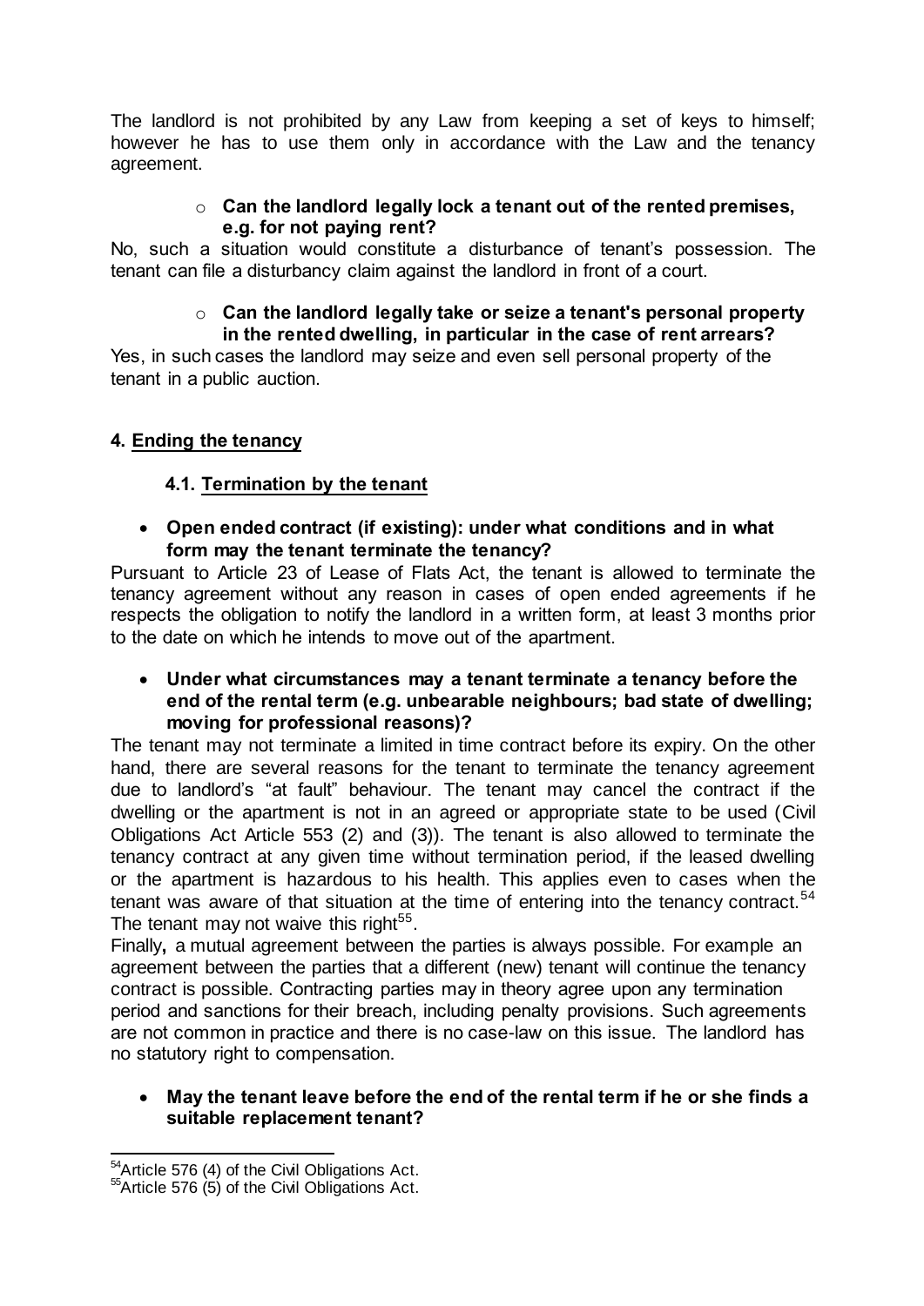The landlord is not prohibited by any Law from keeping a set of keys to himself; however he has to use them only in accordance with the Law and the tenancy agreement.

- **Can the landlord legally lock a tenant out of the rented premises, e.g. for not paying rent?**

No, such a situation would constitute a disturbance of tenant's possession. The tenant can file a disturbancy claim against the landlord in front of a court.

- **Can the landlord legally take or seize a tenant's personal property in the rented dwelling, in particular in the case of rent arrears?**

Yes, in such cases the landlord may seize and even sell personal property of the tenant in a public auction.

## 4. Ending the tenancy

### 4.1. Termination by the tenant

- **Open ended contract (if existing): under what conditions and in what form may the tenant terminate the tenancy?**

Pursuant to Article 23 of Lease of Flats Act, the tenant is allowed to terminate the tenancy agreement without any reason in cases of open ended agreements if he respects the obligation to notify the landlord in a written form, at least 3 months prior to the date on which he intends to move out of the apartment.

- **Under what circumstances may a tenant terminate a tenancy before the end of the rental term (e.g. unbearable neighbours; bad state of dwelling; moving for professional reasons)?**

The tenant may not terminate a limited in time contract before its expiry. On the other hand, there are several reasons for the tenant to terminate the tenancy agreement due to landlord's "at fault" behaviour. The tenant may cancel the contract if the dwelling or the apartment is not in an agreed or appropriate state to be used (Civil Obligations Act Article 553 (2) and (3)). The tenant is also allowed to terminate the tenancy contract at any given time without termination period, if the leased dwelling or the apartment is hazardous to his health. This applies even to cases when the tenant was aware of that situation at the time of entering into the tenancy contract.[54] The tenant may not waive this right[55].

Finally**,** a mutual agreement between the parties is always possible. For example an agreement between the parties that a different (new) tenant will continue the tenancy contract is possible. Contracting parties may in theory agree upon any termination period and sanctions for their breach, including penalty provisions. Such agreements are not common in practice and there is no case-law on this issue. The landlord has no statutory right to compensation.

- **May the tenant leave before the end of the rental term if he or she finds a suitable replacement tenant?**

---

[54] Article 576 (4) of the Civil Obligations Act.

[55] Article 576 (5) of the Civil Obligations Act.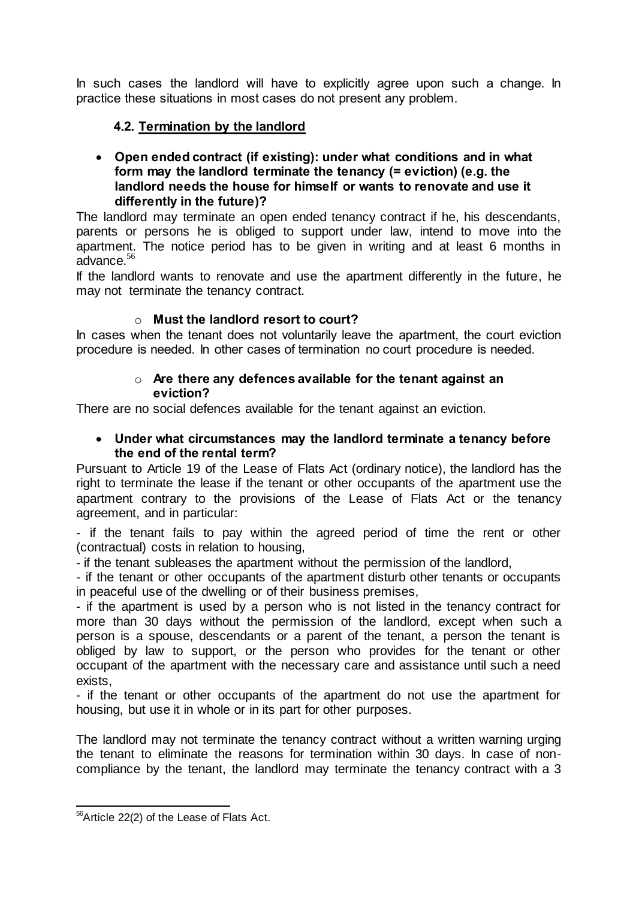In such cases the landlord will have to explicitly agree upon such a change. In practice these situations in most cases do not present any problem.

### 4.2. Termination by the landlord

- **Open ended contract (if existing): under what conditions and in what form may the landlord terminate the tenancy (= eviction) (e.g. the landlord needs the house for himself or wants to renovate and use it differently in the future)?**

The landlord may terminate an open ended tenancy contract if he, his descendants, parents or persons he is obliged to support under law, intend to move into the apartment. The notice period has to be given in writing and at least 6 months in advance.[56]

If the landlord wants to renovate and use the apartment differently in the future, he may not terminate the tenancy contract.

- **Must the landlord resort to court?**

In cases when the tenant does not voluntarily leave the apartment, the court eviction procedure is needed. In other cases of termination no court procedure is needed.

- **Are there any defences available for the tenant against an eviction?**

There are no social defences available for the tenant against an eviction.

- **Under what circumstances may the landlord terminate a tenancy before the end of the rental term?**

Pursuant to Article 19 of the Lease of Flats Act (ordinary notice), the landlord has the right to terminate the lease if the tenant or other occupants of the apartment use the apartment contrary to the provisions of the Lease of Flats Act or the tenancy agreement, and in particular:

- if the tenant fails to pay within the agreed period of time the rent or other (contractual) costs in relation to housing,
- if the tenant subleases the apartment without the permission of the landlord,
- if the tenant or other occupants of the apartment disturb other tenants or occupants in peaceful use of the dwelling or of their business premises,
- if the apartment is used by a person who is not listed in the tenancy contract for more than 30 days without the permission of the landlord, except when such a person is a spouse, descendants or a parent of the tenant, a person the tenant is obliged by law to support, or the person who provides for the tenant or other occupant of the apartment with the necessary care and assistance until such a need exists,
- if the tenant or other occupants of the apartment do not use the apartment for housing, but use it in whole or in its part for other purposes.

The landlord may not terminate the tenancy contract without a written warning urging the tenant to eliminate the reasons for termination within 30 days. In case of non-compliance by the tenant, the landlord may terminate the tenancy contract with a 3

[56] Article 22(2) of the Lease of Flats Act.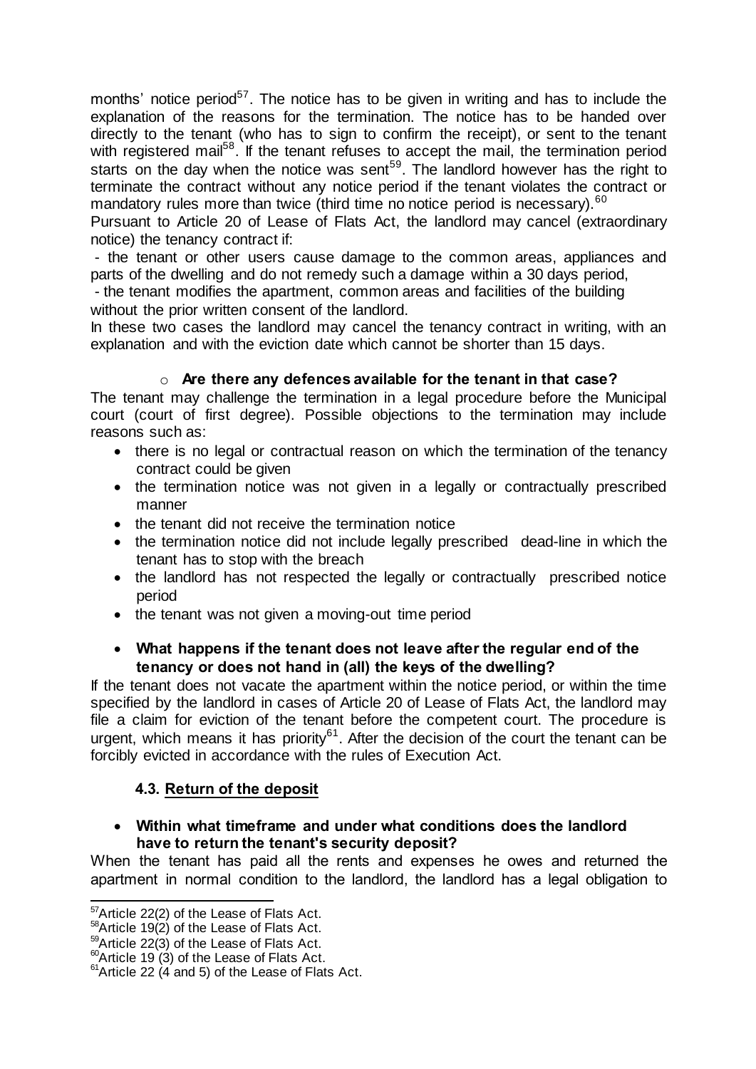months' notice period[57]. The notice has to be given in writing and has to include the explanation of the reasons for the termination. The notice has to be handed over directly to the tenant (who has to sign to confirm the receipt), or sent to the tenant with registered mail[58]. If the tenant refuses to accept the mail, the termination period starts on the day when the notice was sent[59]. The landlord however has the right to terminate the contract without any notice period if the tenant violates the contract or mandatory rules more than twice (third time no notice period is necessary).[60]

Pursuant to Article 20 of Lease of Flats Act, the landlord may cancel (extraordinary notice) the tenancy contract if:

- the tenant or other users cause damage to the common areas, appliances and parts of the dwelling and do not remedy such a damage within a 30 days period,
- the tenant modifies the apartment, common areas and facilities of the building without the prior written consent of the landlord.

In these two cases the landlord may cancel the tenancy contract in writing, with an explanation and with the eviction date which cannot be shorter than 15 days.

- **Are there any defences available for the tenant in that case?**

The tenant may challenge the termination in a legal procedure before the Municipal court (court of first degree). Possible objections to the termination may include reasons such as:

- there is no legal or contractual reason on which the termination of the tenancy contract could be given
- the termination notice was not given in a legally or contractually prescribed manner
- the tenant did not receive the termination notice
- the termination notice did not include legally prescribed dead-line in which the tenant has to stop with the breach
- the landlord has not respected the legally or contractually prescribed notice period
- the tenant was not given a moving-out time period

- **What happens if the tenant does not leave after the regular end of the tenancy or does not hand in (all) the keys of the dwelling?**

If the tenant does not vacate the apartment within the notice period, or within the time specified by the landlord in cases of Article 20 of Lease of Flats Act, the landlord may file a claim for eviction of the tenant before the competent court. The procedure is urgent, which means it has priority[61]. After the decision of the court the tenant can be forcibly evicted in accordance with the rules of Execution Act.

### 4.3. Return of the deposit

- **Within what timeframe and under what conditions does the landlord have to return the tenant's security deposit?**

When the tenant has paid all the rents and expenses he owes and returned the apartment in normal condition to the landlord, the landlord has a legal obligation to

---

[57] Article 22(2) of the Lease of Flats Act.
[58] Article 19(2) of the Lease of Flats Act.
[59] Article 22(3) of the Lease of Flats Act.
[60] Article 19 (3) of the Lease of Flats Act.
[61] Article 22 (4 and 5) of the Lease of Flats Act.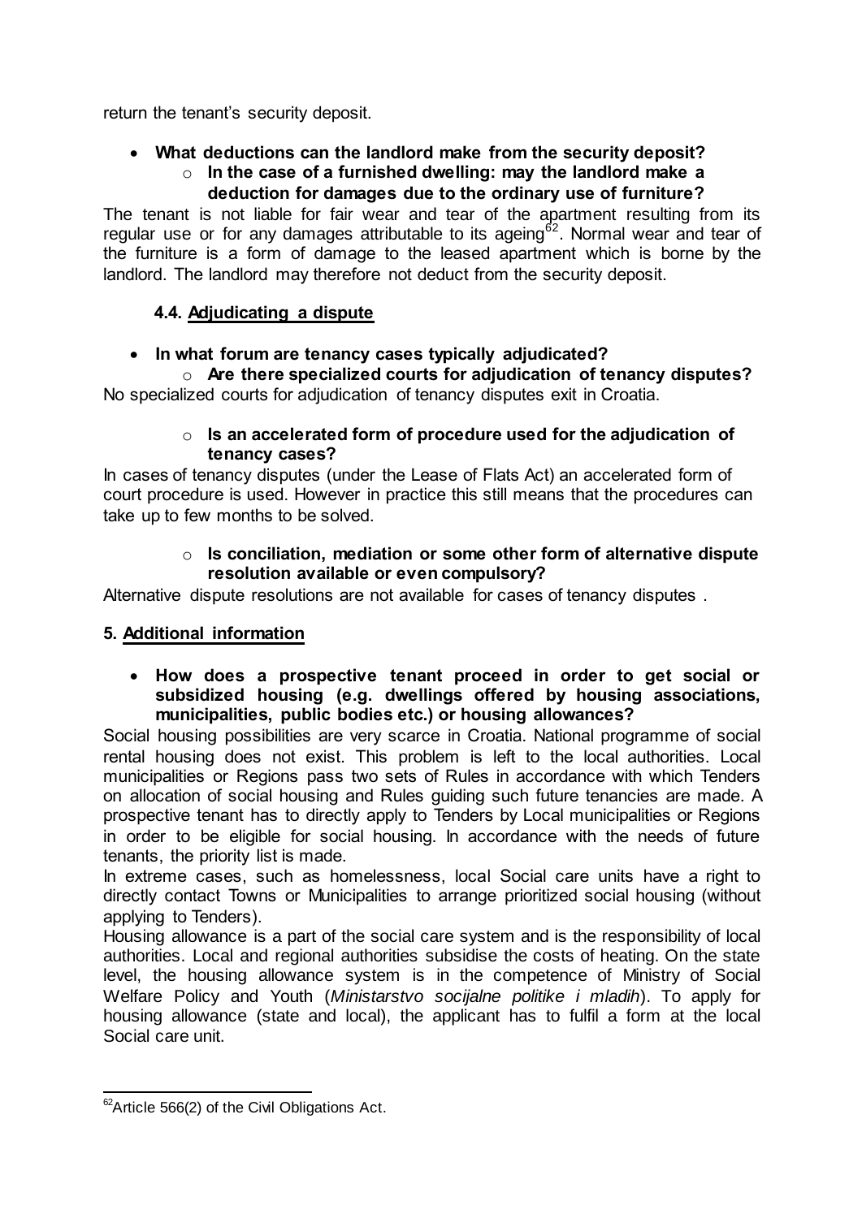return the tenant's security deposit.

- **What deductions can the landlord make from the security deposit?**
  - **In the case of a furnished dwelling: may the landlord make a deduction for damages due to the ordinary use of furniture?**

The tenant is not liable for fair wear and tear of the apartment resulting from its regular use or for any damages attributable to its ageing[62]. Normal wear and tear of the furniture is a form of damage to the leased apartment which is borne by the landlord. The landlord may therefore not deduct from the security deposit.

### 4.4. Adjudicating a dispute

- **In what forum are tenancy cases typically adjudicated?**
  - **Are there specialized courts for adjudication of tenancy disputes?**

No specialized courts for adjudication of tenancy disputes exit in Croatia.

  - **Is an accelerated form of procedure used for the adjudication of tenancy cases?**

In cases of tenancy disputes (under the Lease of Flats Act) an accelerated form of court procedure is used. However in practice this still means that the procedures can take up to few months to be solved.

  - **Is conciliation, mediation or some other form of alternative dispute resolution available or even compulsory?**

Alternative dispute resolutions are not available for cases of tenancy disputes .

## 5. Additional information

- **How does a prospective tenant proceed in order to get social or subsidized housing (e.g. dwellings offered by housing associations, municipalities, public bodies etc.) or housing allowances?**

Social housing possibilities are very scarce in Croatia. National programme of social rental housing does not exist. This problem is left to the local authorities. Local municipalities or Regions pass two sets of Rules in accordance with which Tenders on allocation of social housing and Rules guiding such future tenancies are made. A prospective tenant has to directly apply to Tenders by Local municipalities or Regions in order to be eligible for social housing. In accordance with the needs of future tenants, the priority list is made.

In extreme cases, such as homelessness, local Social care units have a right to directly contact Towns or Municipalities to arrange prioritized social housing (without applying to Tenders).

Housing allowance is a part of the social care system and is the responsibility of local authorities. Local and regional authorities subsidise the costs of heating. On the state level, the housing allowance system is in the competence of Ministry of Social Welfare Policy and Youth (*Ministarstvo socijalne politike i mladih*). To apply for housing allowance (state and local), the applicant has to fulfil a form at the local Social care unit.

---

[62] Article 566(2) of the Civil Obligations Act.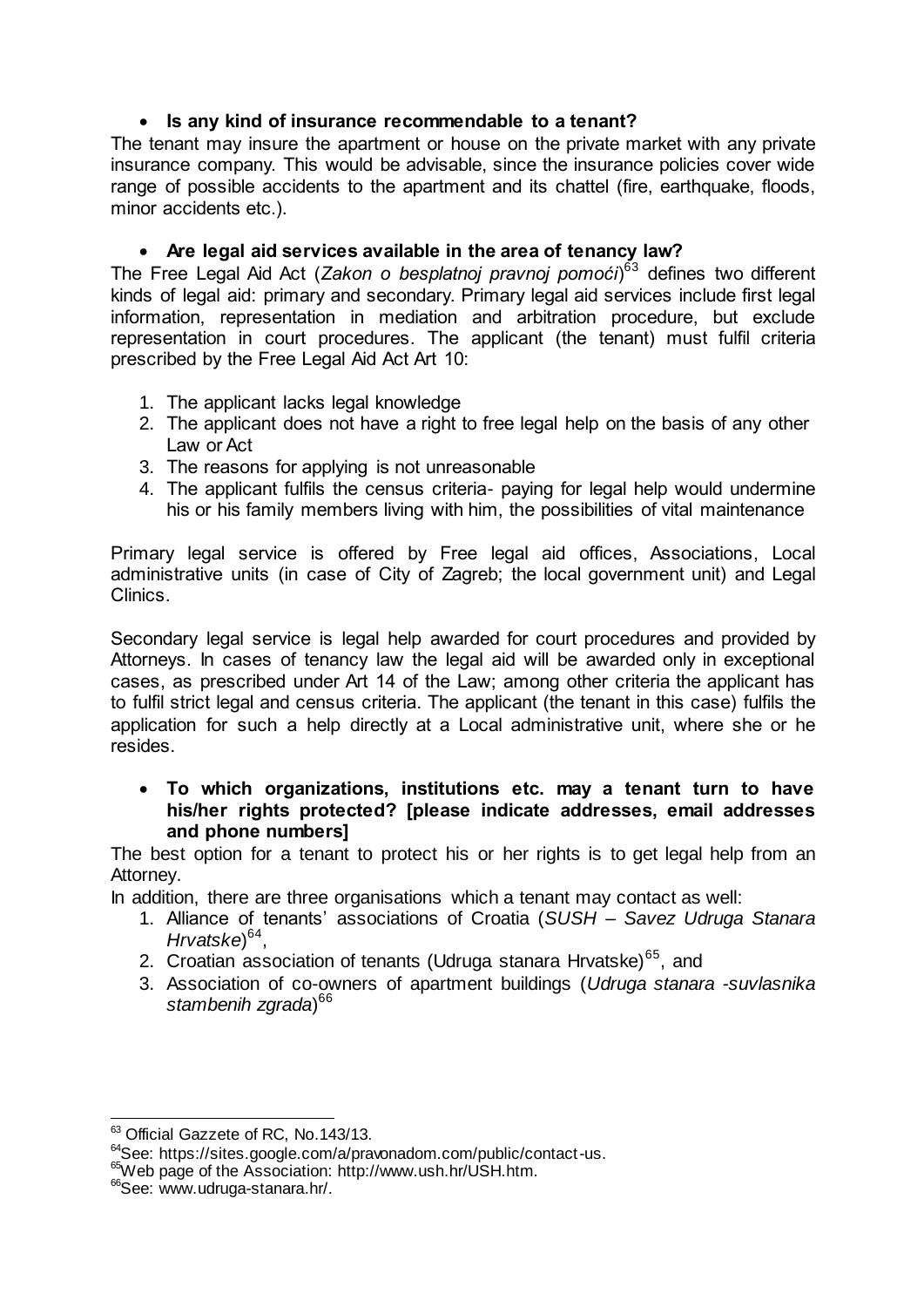- **Is any kind of insurance recommendable to a tenant?**

The tenant may insure the apartment or house on the private market with any private insurance company. This would be advisable, since the insurance policies cover wide range of possible accidents to the apartment and its chattel (fire, earthquake, floods, minor accidents etc.).

- **Are legal aid services available in the area of tenancy law?**

The Free Legal Aid Act (*Zakon o besplatnoj pravnoj pomoći*)[63] defines two different kinds of legal aid: primary and secondary. Primary legal aid services include first legal information, representation in mediation and arbitration procedure, but exclude representation in court procedures. The applicant (the tenant) must fulfil criteria prescribed by the Free Legal Aid Act Art 10:

1. The applicant lacks legal knowledge
2. The applicant does not have a right to free legal help on the basis of any other Law or Act
3. The reasons for applying is not unreasonable
4. The applicant fulfils the census criteria- paying for legal help would undermine his or his family members living with him, the possibilities of vital maintenance

Primary legal service is offered by Free legal aid offices, Associations, Local administrative units (in case of City of Zagreb; the local government unit) and Legal Clinics.

Secondary legal service is legal help awarded for court procedures and provided by Attorneys. In cases of tenancy law the legal aid will be awarded only in exceptional cases, as prescribed under Art 14 of the Law; among other criteria the applicant has to fulfil strict legal and census criteria. The applicant (the tenant in this case) fulfils the application for such a help directly at a Local administrative unit, where she or he resides.

- **To which organizations, institutions etc. may a tenant turn to have his/her rights protected? [please indicate addresses, email addresses and phone numbers]**

The best option for a tenant to protect his or her rights is to get legal help from an Attorney.

In addition, there are three organisations which a tenant may contact as well:

1. Alliance of tenants' associations of Croatia (*SUSH – Savez Udruga Stanara Hrvatske*)[64],
2. Croatian association of tenants (Udruga stanara Hrvatske)[65], and
3. Association of co-owners of apartment buildings (*Udruga stanara -suvlasnika stambenih zgrada*)[66]

---

[63] Official Gazzete of RC, No.143/13.

[64] See: https://sites.google.com/a/pravonadom.com/public/contact-us.

[65] Web page of the Association: http://www.ush.hr/USH.htm.

[66] See: www.udruga-stanara.hr/.